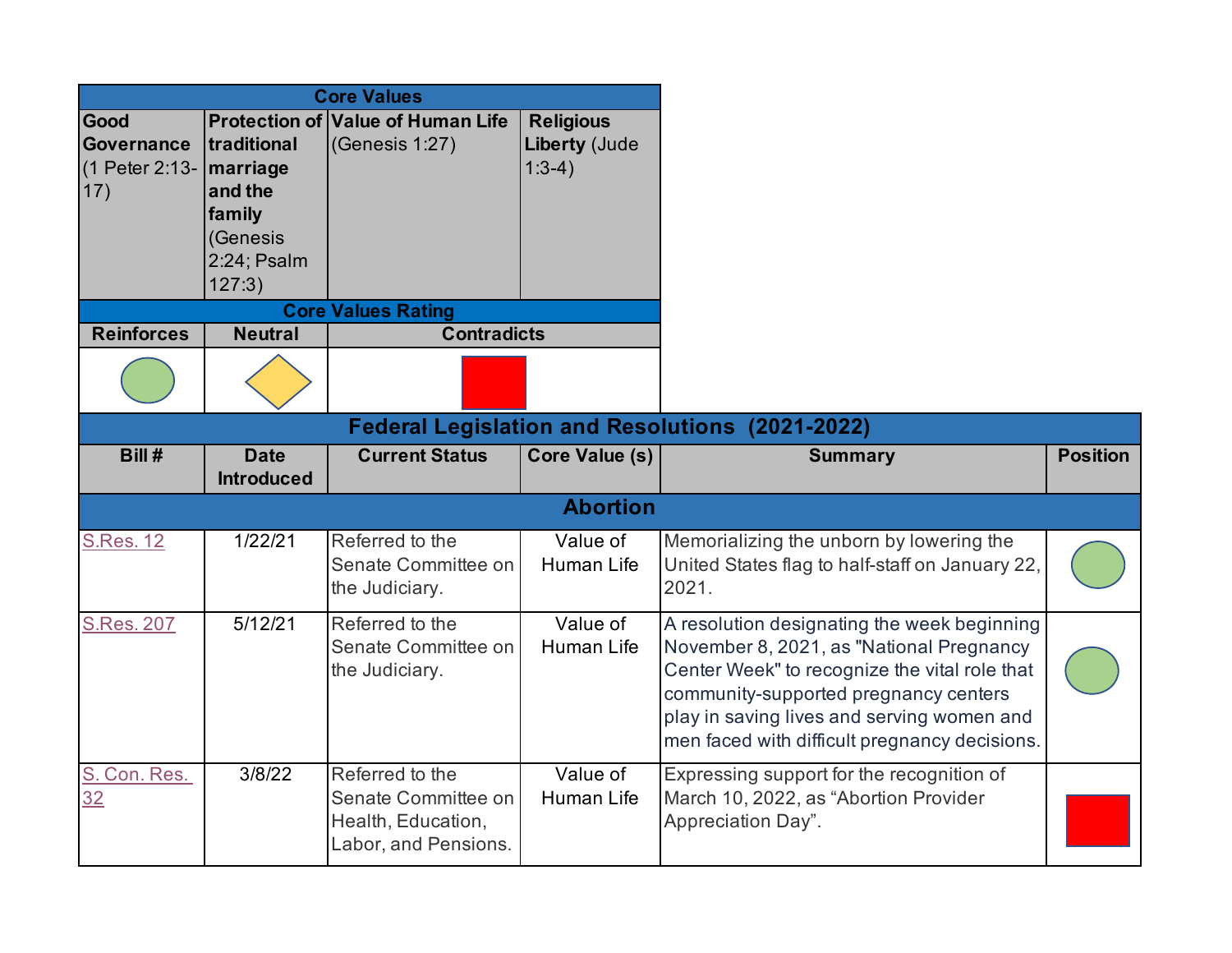| Core Values | | | |
|---|---|---|---|
| **Good Governance** (1 Peter 2:13-17) | **Protection of traditional marriage and the family** (Genesis 2:24; Psalm 127:3) | **Value of Human Life** (Genesis 1:27) | **Religious Liberty** (Jude 1:3-4) |

| Core Values Rating | | |
|---|---|---|
| **Reinforces** | **Neutral** | **Contradicts** |
| 🟢 | 🔶 | 🟥 |

## Federal Legislation and Resolutions (2021-2022)

| Bill # | Date Introduced | Current Status | Core Value (s) | Summary | Position |
|---|---|---|---|---|---|
| **Abortion** | | | | | |
| S.Res. 12 | 1/22/21 | Referred to the Senate Committee on the Judiciary. | Value of Human Life | Memorializing the unborn by lowering the United States flag to half-staff on January 22, 2021. | 🟢 |
| S.Res. 207 | 5/12/21 | Referred to the Senate Committee on the Judiciary. | Value of Human Life | A resolution designating the week beginning November 8, 2021, as "National Pregnancy Center Week" to recognize the vital role that community-supported pregnancy centers play in saving lives and serving women and men faced with difficult pregnancy decisions. | 🟢 |
| S. Con. Res. 32 | 3/8/22 | Referred to the Senate Committee on Health, Education, Labor, and Pensions. | Value of Human Life | Expressing support for the recognition of March 10, 2022, as "Abortion Provider Appreciation Day". | 🟥 |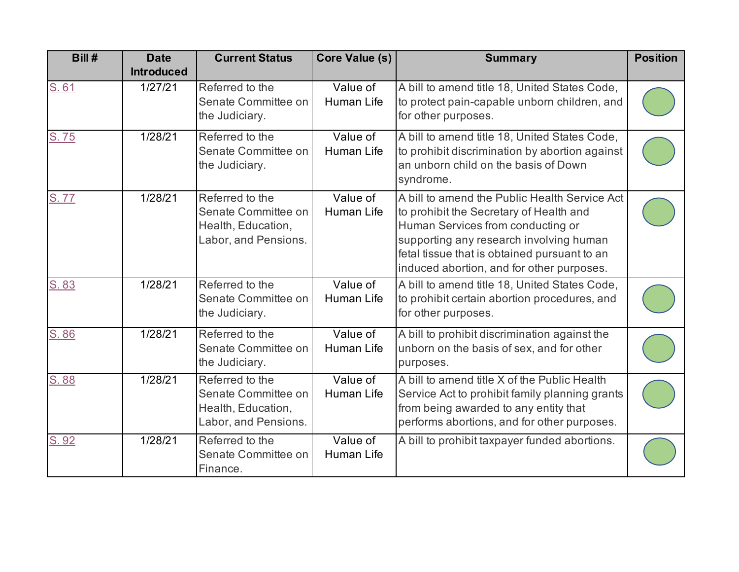| Bill # | Date Introduced | Current Status | Core Value (s) | Summary | Position |
|---|---|---|---|---|---|
| S. 61 | 1/27/21 | Referred to the Senate Committee on the Judiciary. | Value of Human Life | A bill to amend title 18, United States Code, to protect pain-capable unborn children, and for other purposes. | |
| S. 75 | 1/28/21 | Referred to the Senate Committee on the Judiciary. | Value of Human Life | A bill to amend title 18, United States Code, to prohibit discrimination by abortion against an unborn child on the basis of Down syndrome. | |
| S. 77 | 1/28/21 | Referred to the Senate Committee on Health, Education, Labor, and Pensions. | Value of Human Life | A bill to amend the Public Health Service Act to prohibit the Secretary of Health and Human Services from conducting or supporting any research involving human fetal tissue that is obtained pursuant to an induced abortion, and for other purposes. | |
| S. 83 | 1/28/21 | Referred to the Senate Committee on the Judiciary. | Value of Human Life | A bill to amend title 18, United States Code, to prohibit certain abortion procedures, and for other purposes. | |
| S. 86 | 1/28/21 | Referred to the Senate Committee on the Judiciary. | Value of Human Life | A bill to prohibit discrimination against the unborn on the basis of sex, and for other purposes. | |
| S. 88 | 1/28/21 | Referred to the Senate Committee on Health, Education, Labor, and Pensions. | Value of Human Life | A bill to amend title X of the Public Health Service Act to prohibit family planning grants from being awarded to any entity that performs abortions, and for other purposes. | |
| S. 92 | 1/28/21 | Referred to the Senate Committee on Finance. | Value of Human Life | A bill to prohibit taxpayer funded abortions. | |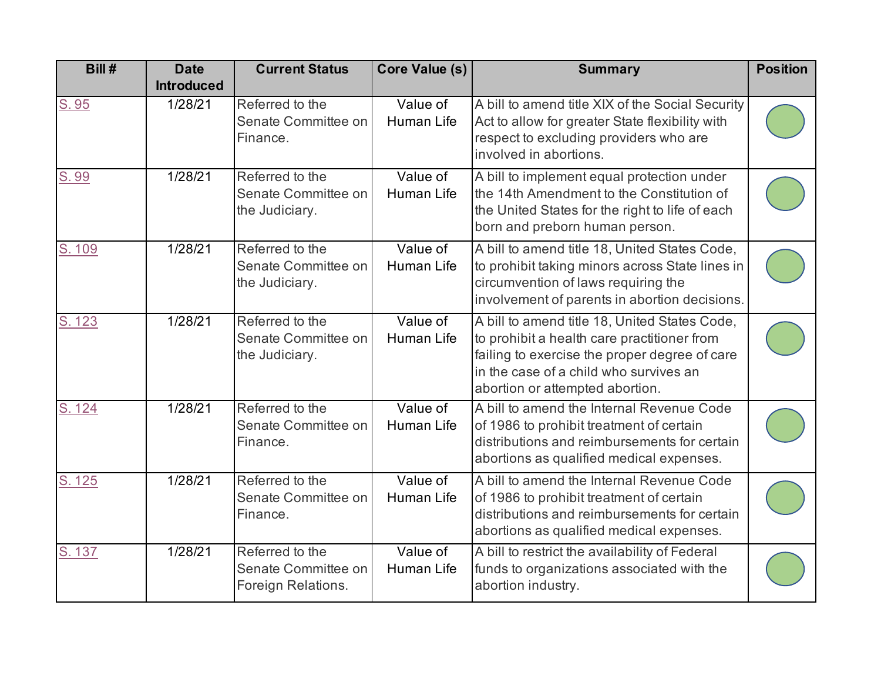| Bill # | Date Introduced | Current Status | Core Value (s) | Summary | Position |
|---|---|---|---|---|---|
| S. 95 | 1/28/21 | Referred to the Senate Committee on Finance. | Value of Human Life | A bill to amend title XIX of the Social Security Act to allow for greater State flexibility with respect to excluding providers who are involved in abortions. | |
| S. 99 | 1/28/21 | Referred to the Senate Committee on the Judiciary. | Value of Human Life | A bill to implement equal protection under the 14th Amendment to the Constitution of the United States for the right to life of each born and preborn human person. | |
| S. 109 | 1/28/21 | Referred to the Senate Committee on the Judiciary. | Value of Human Life | A bill to amend title 18, United States Code, to prohibit taking minors across State lines in circumvention of laws requiring the involvement of parents in abortion decisions. | |
| S. 123 | 1/28/21 | Referred to the Senate Committee on the Judiciary. | Value of Human Life | A bill to amend title 18, United States Code, to prohibit a health care practitioner from failing to exercise the proper degree of care in the case of a child who survives an abortion or attempted abortion. | |
| S. 124 | 1/28/21 | Referred to the Senate Committee on Finance. | Value of Human Life | A bill to amend the Internal Revenue Code of 1986 to prohibit treatment of certain distributions and reimbursements for certain abortions as qualified medical expenses. | |
| S. 125 | 1/28/21 | Referred to the Senate Committee on Finance. | Value of Human Life | A bill to amend the Internal Revenue Code of 1986 to prohibit treatment of certain distributions and reimbursements for certain abortions as qualified medical expenses. | |
| S. 137 | 1/28/21 | Referred to the Senate Committee on Foreign Relations. | Value of Human Life | A bill to restrict the availability of Federal funds to organizations associated with the abortion industry. | |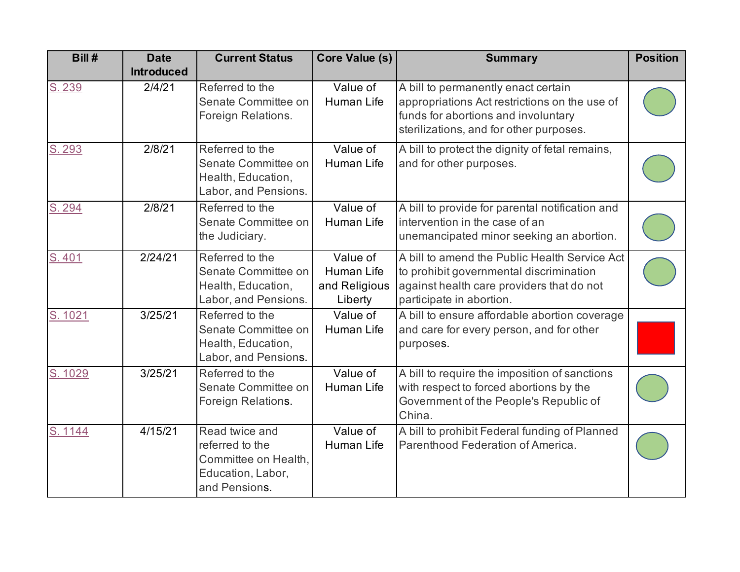| Bill # | Date Introduced | Current Status | Core Value (s) | Summary | Position |
|---|---|---|---|---|---|
| S. 239 | 2/4/21 | Referred to the Senate Committee on Foreign Relations. | Value of Human Life | A bill to permanently enact certain appropriations Act restrictions on the use of funds for abortions and involuntary sterilizations, and for other purposes. | |
| S. 293 | 2/8/21 | Referred to the Senate Committee on Health, Education, Labor, and Pensions. | Value of Human Life | A bill to protect the dignity of fetal remains, and for other purposes. | |
| S. 294 | 2/8/21 | Referred to the Senate Committee on the Judiciary. | Value of Human Life | A bill to provide for parental notification and intervention in the case of an unemancipated minor seeking an abortion. | |
| S. 401 | 2/24/21 | Referred to the Senate Committee on Health, Education, Labor, and Pensions. | Value of Human Life and Religious Liberty | A bill to amend the Public Health Service Act to prohibit governmental discrimination against health care providers that do not participate in abortion. | |
| S. 1021 | 3/25/21 | Referred to the Senate Committee on Health, Education, Labor, and Pensions. | Value of Human Life | A bill to ensure affordable abortion coverage and care for every person, and for other purposes. | |
| S. 1029 | 3/25/21 | Referred to the Senate Committee on Foreign Relations. | Value of Human Life | A bill to require the imposition of sanctions with respect to forced abortions by the Government of the People's Republic of China. | |
| S. 1144 | 4/15/21 | Read twice and referred to the Committee on Health, Education, Labor, and Pensions. | Value of Human Life | A bill to prohibit Federal funding of Planned Parenthood Federation of America. | |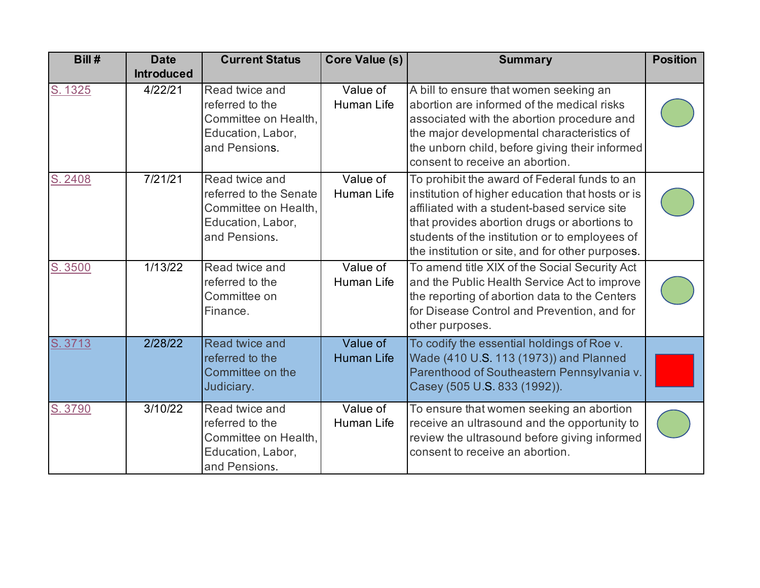| Bill # | Date Introduced | Current Status | Core Value (s) | Summary | Position |
|---|---|---|---|---|---|
| S. 1325 | 4/22/21 | Read twice and referred to the Committee on Health, Education, Labor, and Pensions. | Value of Human Life | A bill to ensure that women seeking an abortion are informed of the medical risks associated with the abortion procedure and the major developmental characteristics of the unborn child, before giving their informed consent to receive an abortion. | |
| S. 2408 | 7/21/21 | Read twice and referred to the Senate Committee on Health, Education, Labor, and Pensions. | Value of Human Life | To prohibit the award of Federal funds to an institution of higher education that hosts or is affiliated with a student-based service site that provides abortion drugs or abortions to students of the institution or to employees of the institution or site, and for other purposes. | |
| S. 3500 | 1/13/22 | Read twice and referred to the Committee on Finance. | Value of Human Life | To amend title XIX of the Social Security Act and the Public Health Service Act to improve the reporting of abortion data to the Centers for Disease Control and Prevention, and for other purposes. | |
| S. 3713 | 2/28/22 | Read twice and referred to the Committee on the Judiciary. | Value of Human Life | To codify the essential holdings of Roe v. Wade (410 U.S. 113 (1973)) and Planned Parenthood of Southeastern Pennsylvania v. Casey (505 U.S. 833 (1992)). | |
| S. 3790 | 3/10/22 | Read twice and referred to the Committee on Health, Education, Labor, and Pensions. | Value of Human Life | To ensure that women seeking an abortion receive an ultrasound and the opportunity to review the ultrasound before giving informed consent to receive an abortion. | |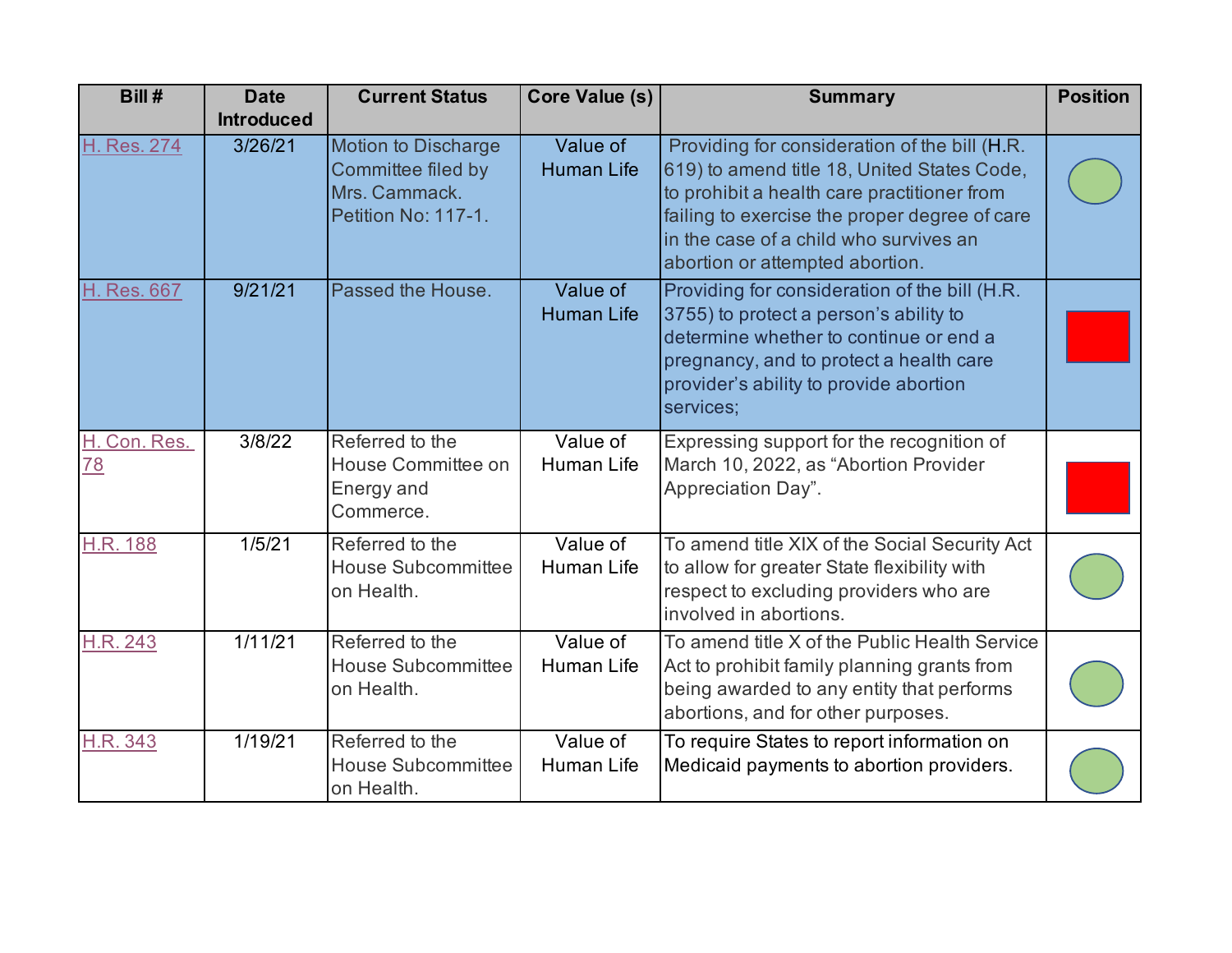| Bill # | Date Introduced | Current Status | Core Value (s) | Summary | Position |
|---|---|---|---|---|---|
| H. Res. 274 | 3/26/21 | Motion to Discharge Committee filed by Mrs. Cammack. Petition No: 117-1. | Value of Human Life | Providing for consideration of the bill (H.R. 619) to amend title 18, United States Code, to prohibit a health care practitioner from failing to exercise the proper degree of care in the case of a child who survives an abortion or attempted abortion. | |
| H. Res. 667 | 9/21/21 | Passed the House. | Value of Human Life | Providing for consideration of the bill (H.R. 3755) to protect a person's ability to determine whether to continue or end a pregnancy, and to protect a health care provider's ability to provide abortion services; | |
| H. Con. Res. 78 | 3/8/22 | Referred to the House Committee on Energy and Commerce. | Value of Human Life | Expressing support for the recognition of March 10, 2022, as "Abortion Provider Appreciation Day". | |
| H.R. 188 | 1/5/21 | Referred to the House Subcommittee on Health. | Value of Human Life | To amend title XIX of the Social Security Act to allow for greater State flexibility with respect to excluding providers who are involved in abortions. | |
| H.R. 243 | 1/11/21 | Referred to the House Subcommittee on Health. | Value of Human Life | To amend title X of the Public Health Service Act to prohibit family planning grants from being awarded to any entity that performs abortions, and for other purposes. | |
| H.R. 343 | 1/19/21 | Referred to the House Subcommittee on Health. | Value of Human Life | To require States to report information on Medicaid payments to abortion providers. | |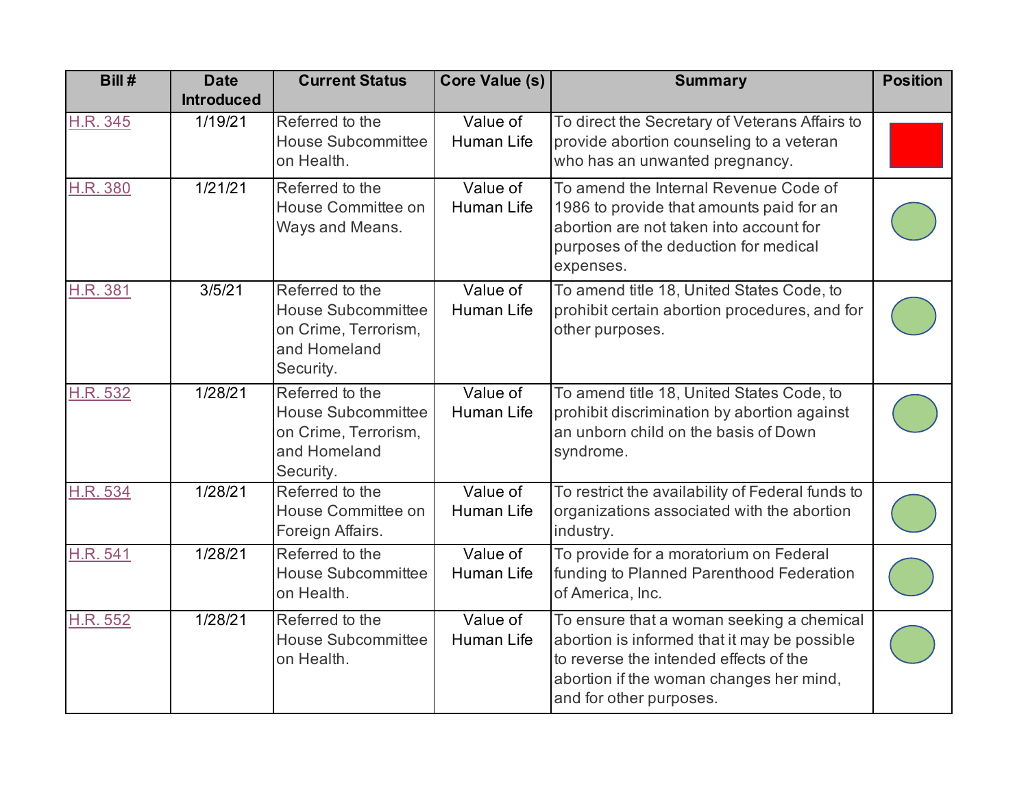| Bill # | Date Introduced | Current Status | Core Value (s) | Summary | Position |
|---|---|---|---|---|---|
| H.R. 345 | 1/19/21 | Referred to the House Subcommittee on Health. | Value of Human Life | To direct the Secretary of Veterans Affairs to provide abortion counseling to a veteran who has an unwanted pregnancy. | |
| H.R. 380 | 1/21/21 | Referred to the House Committee on Ways and Means. | Value of Human Life | To amend the Internal Revenue Code of 1986 to provide that amounts paid for an abortion are not taken into account for purposes of the deduction for medical expenses. | |
| H.R. 381 | 3/5/21 | Referred to the House Subcommittee on Crime, Terrorism, and Homeland Security. | Value of Human Life | To amend title 18, United States Code, to prohibit certain abortion procedures, and for other purposes. | |
| H.R. 532 | 1/28/21 | Referred to the House Subcommittee on Crime, Terrorism, and Homeland Security. | Value of Human Life | To amend title 18, United States Code, to prohibit discrimination by abortion against an unborn child on the basis of Down syndrome. | |
| H.R. 534 | 1/28/21 | Referred to the House Committee on Foreign Affairs. | Value of Human Life | To restrict the availability of Federal funds to organizations associated with the abortion industry. | |
| H.R. 541 | 1/28/21 | Referred to the House Subcommittee on Health. | Value of Human Life | To provide for a moratorium on Federal funding to Planned Parenthood Federation of America, Inc. | |
| H.R. 552 | 1/28/21 | Referred to the House Subcommittee on Health. | Value of Human Life | To ensure that a woman seeking a chemical abortion is informed that it may be possible to reverse the intended effects of the abortion if the woman changes her mind, and for other purposes. | |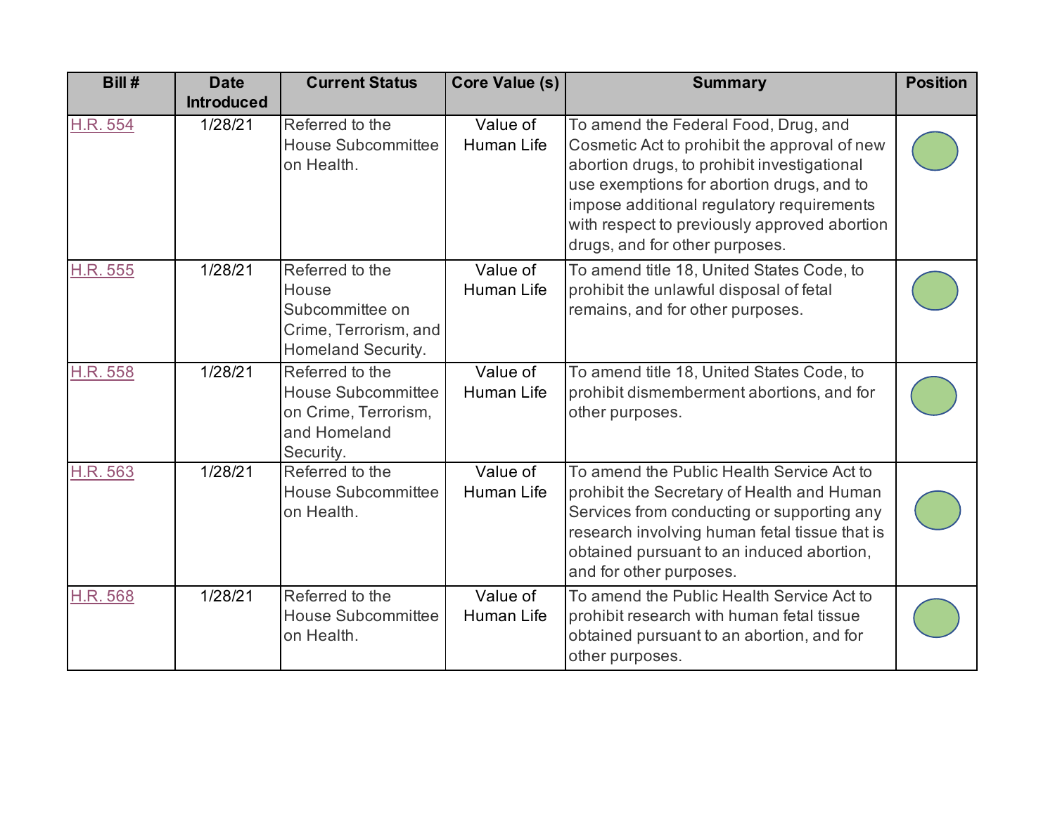| Bill # | Date Introduced | Current Status | Core Value (s) | Summary | Position |
|---|---|---|---|---|---|
| H.R. 554 | 1/28/21 | Referred to the House Subcommittee on Health. | Value of Human Life | To amend the Federal Food, Drug, and Cosmetic Act to prohibit the approval of new abortion drugs, to prohibit investigational use exemptions for abortion drugs, and to impose additional regulatory requirements with respect to previously approved abortion drugs, and for other purposes. | |
| H.R. 555 | 1/28/21 | Referred to the House Subcommittee on Crime, Terrorism, and Homeland Security. | Value of Human Life | To amend title 18, United States Code, to prohibit the unlawful disposal of fetal remains, and for other purposes. | |
| H.R. 558 | 1/28/21 | Referred to the House Subcommittee on Crime, Terrorism, and Homeland Security. | Value of Human Life | To amend title 18, United States Code, to prohibit dismemberment abortions, and for other purposes. | |
| H.R. 563 | 1/28/21 | Referred to the House Subcommittee on Health. | Value of Human Life | To amend the Public Health Service Act to prohibit the Secretary of Health and Human Services from conducting or supporting any research involving human fetal tissue that is obtained pursuant to an induced abortion, and for other purposes. | |
| H.R. 568 | 1/28/21 | Referred to the House Subcommittee on Health. | Value of Human Life | To amend the Public Health Service Act to prohibit research with human fetal tissue obtained pursuant to an abortion, and for other purposes. | |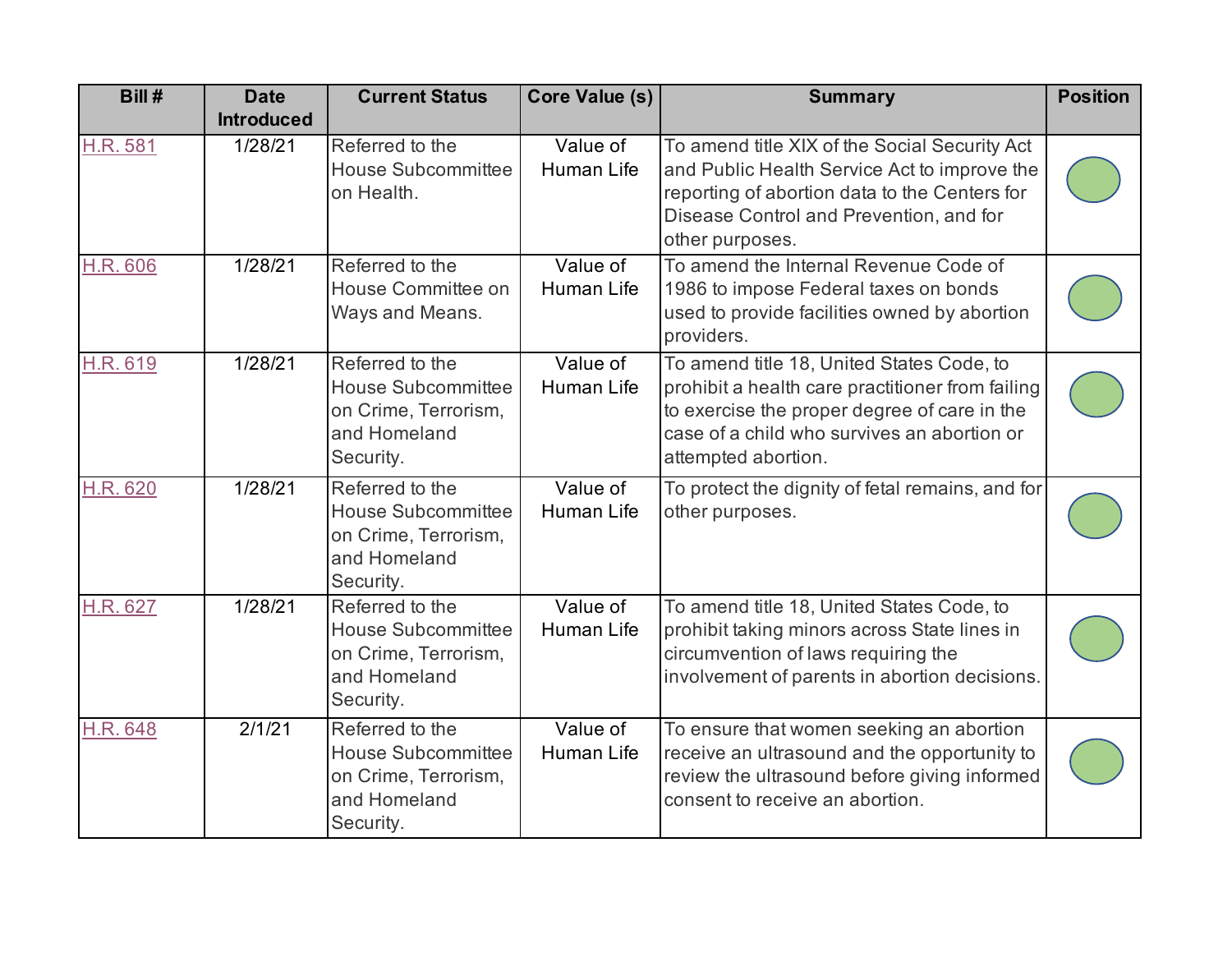| Bill # | Date Introduced | Current Status | Core Value (s) | Summary | Position |
| --- | --- | --- | --- | --- | --- |
| H.R. 581 | 1/28/21 | Referred to the House Subcommittee on Health. | Value of Human Life | To amend title XIX of the Social Security Act and Public Health Service Act to improve the reporting of abortion data to the Centers for Disease Control and Prevention, and for other purposes. | |
| H.R. 606 | 1/28/21 | Referred to the House Committee on Ways and Means. | Value of Human Life | To amend the Internal Revenue Code of 1986 to impose Federal taxes on bonds used to provide facilities owned by abortion providers. | |
| H.R. 619 | 1/28/21 | Referred to the House Subcommittee on Crime, Terrorism, and Homeland Security. | Value of Human Life | To amend title 18, United States Code, to prohibit a health care practitioner from failing to exercise the proper degree of care in the case of a child who survives an abortion or attempted abortion. | |
| H.R. 620 | 1/28/21 | Referred to the House Subcommittee on Crime, Terrorism, and Homeland Security. | Value of Human Life | To protect the dignity of fetal remains, and for other purposes. | |
| H.R. 627 | 1/28/21 | Referred to the House Subcommittee on Crime, Terrorism, and Homeland Security. | Value of Human Life | To amend title 18, United States Code, to prohibit taking minors across State lines in circumvention of laws requiring the involvement of parents in abortion decisions. | |
| H.R. 648 | 2/1/21 | Referred to the House Subcommittee on Crime, Terrorism, and Homeland Security. | Value of Human Life | To ensure that women seeking an abortion receive an ultrasound and the opportunity to review the ultrasound before giving informed consent to receive an abortion. | |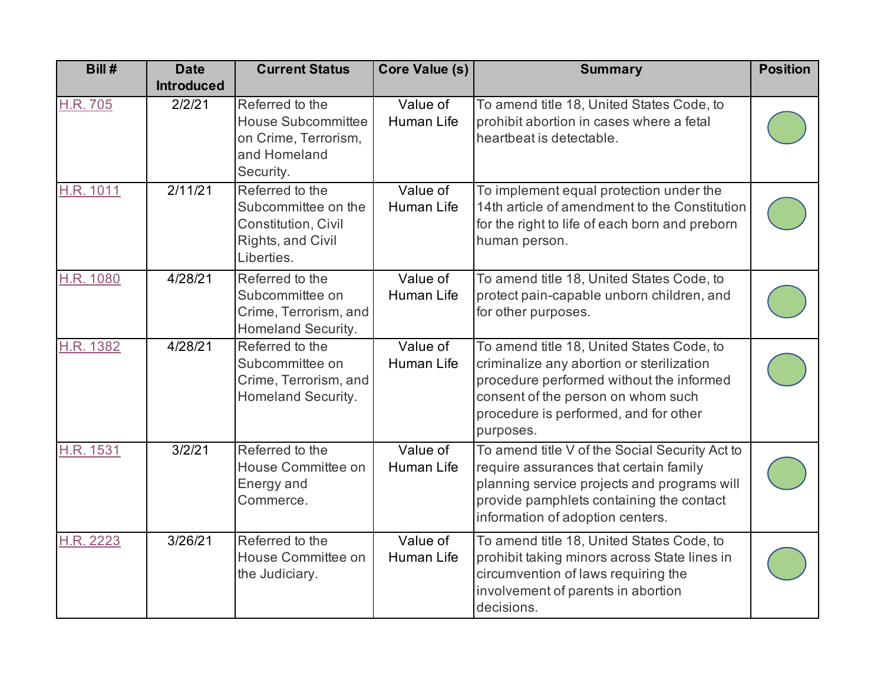| Bill # | Date Introduced | Current Status | Core Value (s) | Summary | Position |
|---|---|---|---|---|---|
| H.R. 705 | 2/2/21 | Referred to the House Subcommittee on Crime, Terrorism, and Homeland Security. | Value of Human Life | To amend title 18, United States Code, to prohibit abortion in cases where a fetal heartbeat is detectable. | |
| H.R. 1011 | 2/11/21 | Referred to the Subcommittee on the Constitution, Civil Rights, and Civil Liberties. | Value of Human Life | To implement equal protection under the 14th article of amendment to the Constitution for the right to life of each born and preborn human person. | |
| H.R. 1080 | 4/28/21 | Referred to the Subcommittee on Crime, Terrorism, and Homeland Security. | Value of Human Life | To amend title 18, United States Code, to protect pain-capable unborn children, and for other purposes. | |
| H.R. 1382 | 4/28/21 | Referred to the Subcommittee on Crime, Terrorism, and Homeland Security. | Value of Human Life | To amend title 18, United States Code, to criminalize any abortion or sterilization procedure performed without the informed consent of the person on whom such procedure is performed, and for other purposes. | |
| H.R. 1531 | 3/2/21 | Referred to the House Committee on Energy and Commerce. | Value of Human Life | To amend title V of the Social Security Act to require assurances that certain family planning service projects and programs will provide pamphlets containing the contact information of adoption centers. | |
| H.R. 2223 | 3/26/21 | Referred to the House Committee on the Judiciary. | Value of Human Life | To amend title 18, United States Code, to prohibit taking minors across State lines in circumvention of laws requiring the involvement of parents in abortion decisions. | |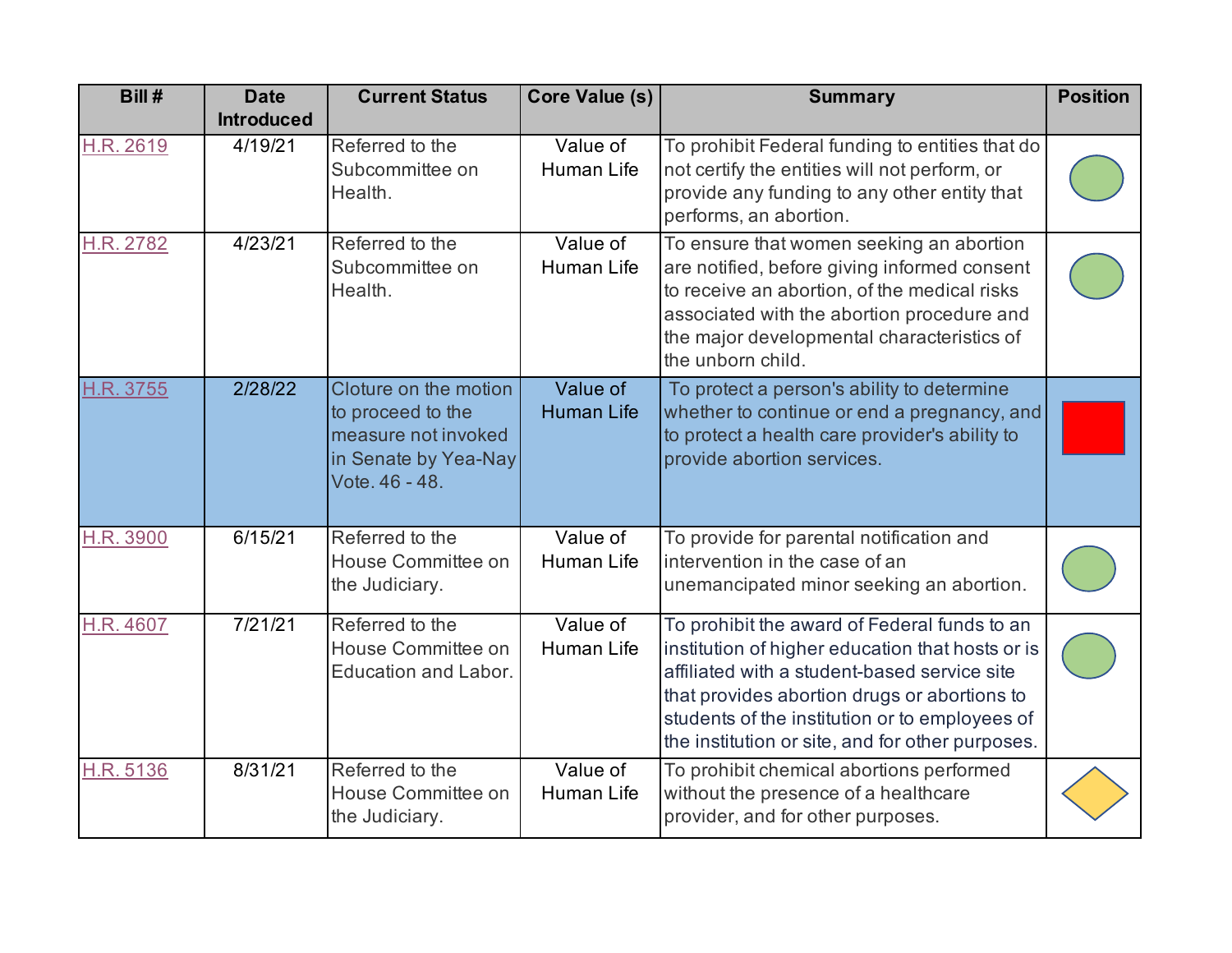| Bill # | Date Introduced | Current Status | Core Value (s) | Summary | Position |
|---|---|---|---|---|---|
| H.R. 2619 | 4/19/21 | Referred to the Subcommittee on Health. | Value of Human Life | To prohibit Federal funding to entities that do not certify the entities will not perform, or provide any funding to any other entity that performs, an abortion. | |
| H.R. 2782 | 4/23/21 | Referred to the Subcommittee on Health. | Value of Human Life | To ensure that women seeking an abortion are notified, before giving informed consent to receive an abortion, of the medical risks associated with the abortion procedure and the major developmental characteristics of the unborn child. | |
| H.R. 3755 | 2/28/22 | Cloture on the motion to proceed to the measure not invoked in Senate by Yea-Nay Vote. 46 - 48. | Value of Human Life | To protect a person's ability to determine whether to continue or end a pregnancy, and to protect a health care provider's ability to provide abortion services. | |
| H.R. 3900 | 6/15/21 | Referred to the House Committee on the Judiciary. | Value of Human Life | To provide for parental notification and intervention in the case of an unemancipated minor seeking an abortion. | |
| H.R. 4607 | 7/21/21 | Referred to the House Committee on Education and Labor. | Value of Human Life | To prohibit the award of Federal funds to an institution of higher education that hosts or is affiliated with a student-based service site that provides abortion drugs or abortions to students of the institution or to employees of the institution or site, and for other purposes. | |
| H.R. 5136 | 8/31/21 | Referred to the House Committee on the Judiciary. | Value of Human Life | To prohibit chemical abortions performed without the presence of a healthcare provider, and for other purposes. | |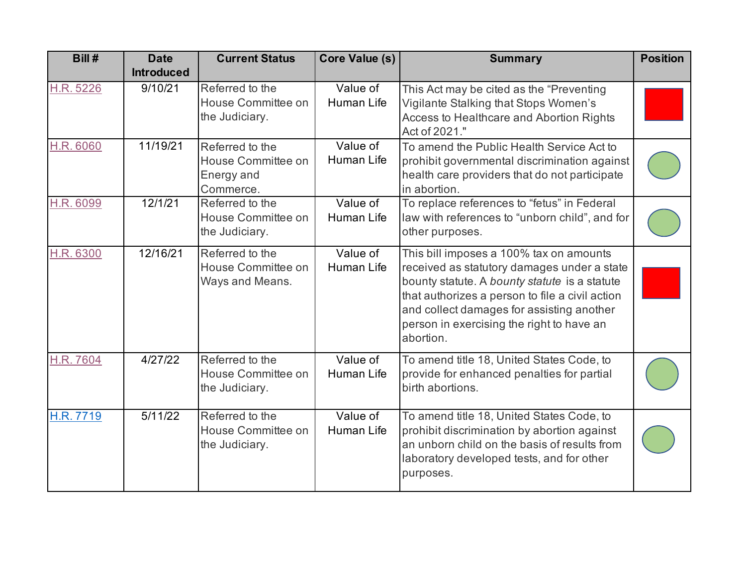| Bill # | Date Introduced | Current Status | Core Value (s) | Summary | Position |
|---|---|---|---|---|---|
| [H.R. 5226]() | 9/10/21 | Referred to the House Committee on the Judiciary. | Value of Human Life | This Act may be cited as the "Preventing Vigilante Stalking that Stops Women's Access to Healthcare and Abortion Rights Act of 2021." | 🟥 |
| [H.R. 6060]() | 11/19/21 | Referred to the House Committee on Energy and Commerce. | Value of Human Life | To amend the Public Health Service Act to prohibit governmental discrimination against health care providers that do not participate in abortion. | 🟢 |
| [H.R. 6099]() | 12/1/21 | Referred to the House Committee on the Judiciary. | Value of Human Life | To replace references to "fetus" in Federal law with references to "unborn child", and for other purposes. | 🟢 |
| [H.R. 6300]() | 12/16/21 | Referred to the House Committee on Ways and Means. | Value of Human Life | This bill imposes a 100% tax on amounts received as statutory damages under a state bounty statute. A *bounty statute* is a statute that authorizes a person to file a civil action and collect damages for assisting another person in exercising the right to have an abortion. | 🟥 |
| [H.R. 7604]() | 4/27/22 | Referred to the House Committee on the Judiciary. | Value of Human Life | To amend title 18, United States Code, to provide for enhanced penalties for partial birth abortions. | 🟢 |
| [H.R. 7719]() | 5/11/22 | Referred to the House Committee on the Judiciary. | Value of Human Life | To amend title 18, United States Code, to prohibit discrimination by abortion against an unborn child on the basis of results from laboratory developed tests, and for other purposes. | 🟢 |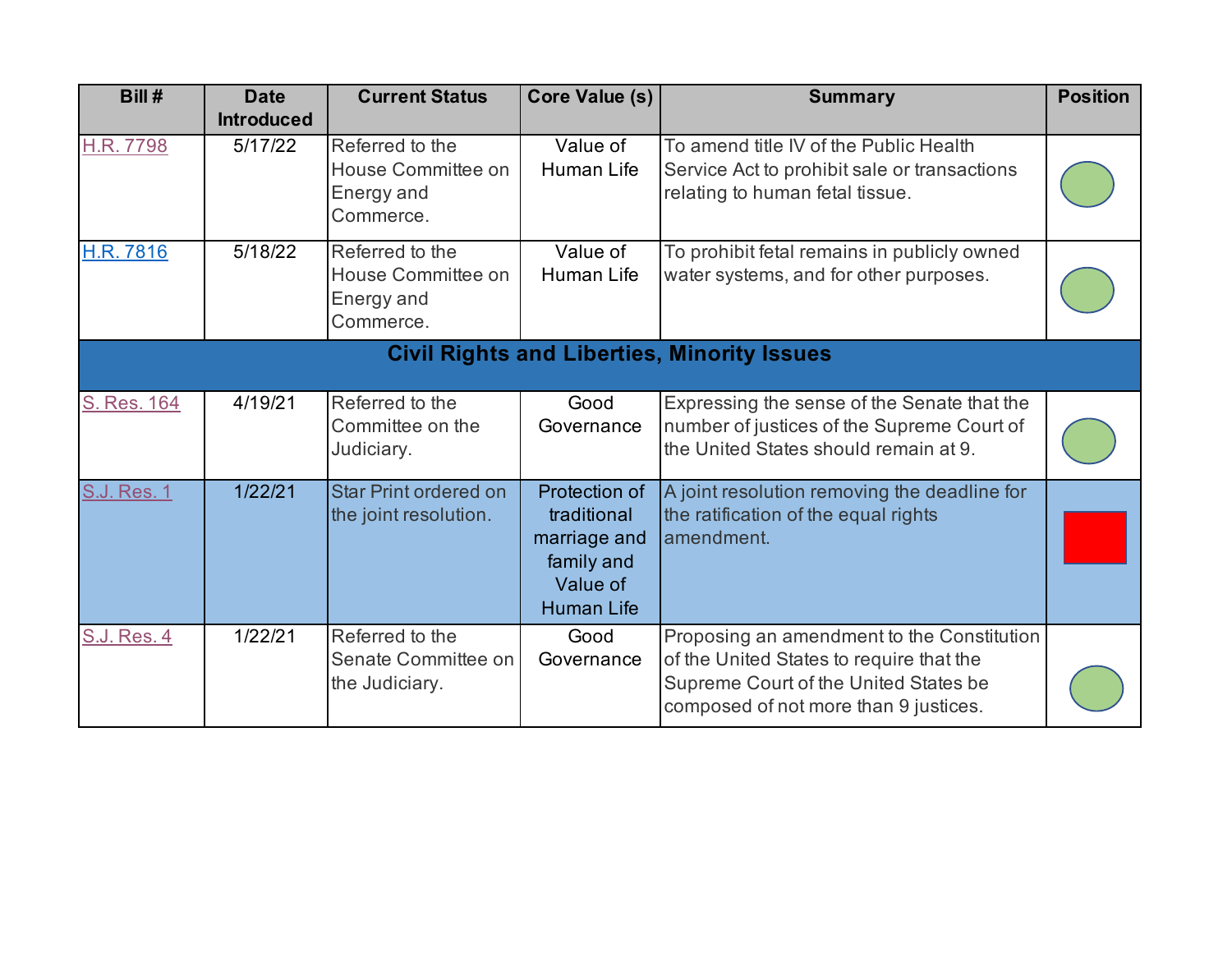| Bill # | Date Introduced | Current Status | Core Value (s) | Summary | Position |
|---|---|---|---|---|---|
| H.R. 7798 | 5/17/22 | Referred to the House Committee on Energy and Commerce. | Value of Human Life | To amend title IV of the Public Health Service Act to prohibit sale or transactions relating to human fetal tissue. | Green circle |
| H.R. 7816 | 5/18/22 | Referred to the House Committee on Energy and Commerce. | Value of Human Life | To prohibit fetal remains in publicly owned water systems, and for other purposes. | Green circle |
| **Civil Rights and Liberties, Minority Issues** | | | | | |
| S. Res. 164 | 4/19/21 | Referred to the Committee on the Judiciary. | Good Governance | Expressing the sense of the Senate that the number of justices of the Supreme Court of the United States should remain at 9. | Green circle |
| S.J. Res. 1 | 1/22/21 | Star Print ordered on the joint resolution. | Protection of traditional marriage and family and Value of Human Life | A joint resolution removing the deadline for the ratification of the equal rights amendment. | Red square |
| S.J. Res. 4 | 1/22/21 | Referred to the Senate Committee on the Judiciary. | Good Governance | Proposing an amendment to the Constitution of the United States to require that the Supreme Court of the United States be composed of not more than 9 justices. | Green circle |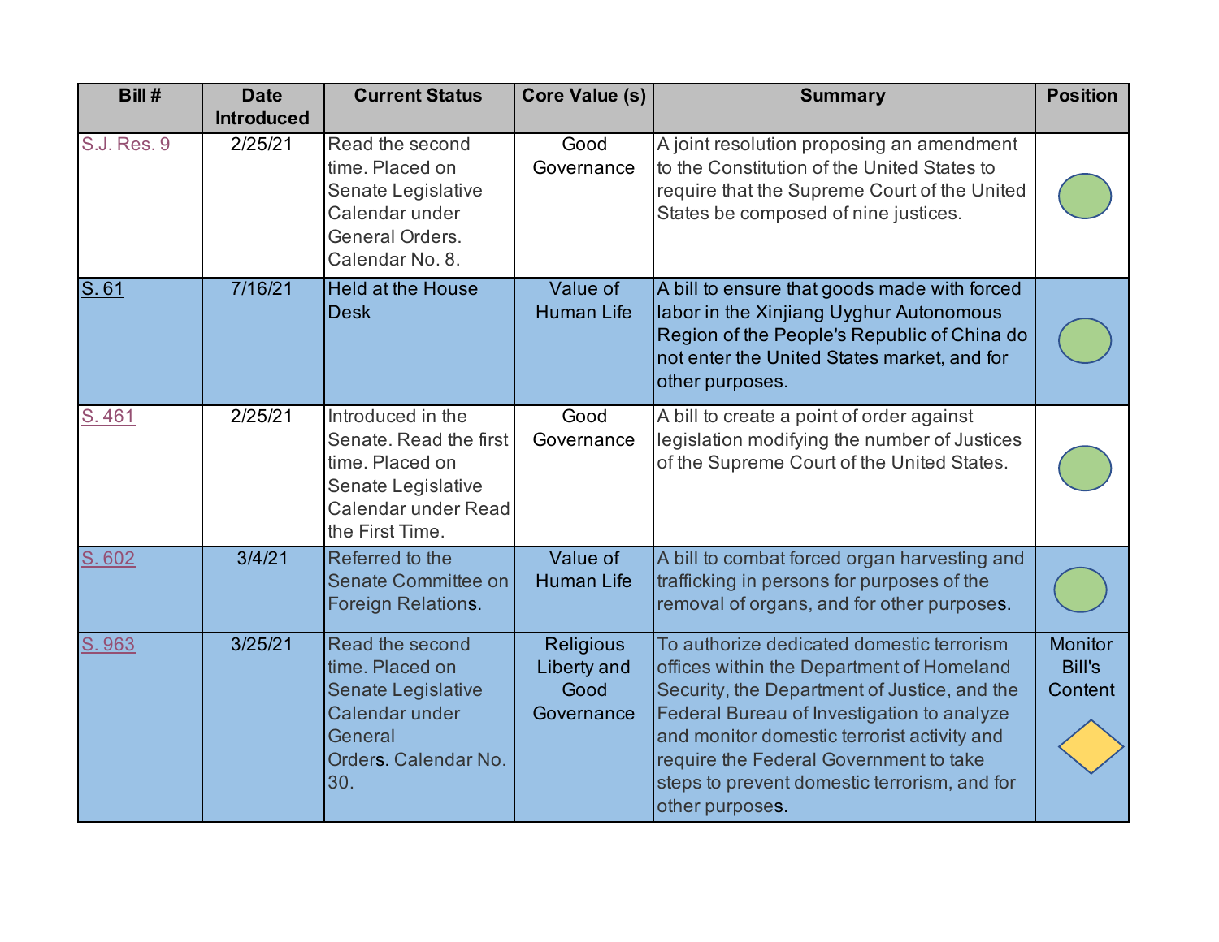| Bill # | Date Introduced | Current Status | Core Value (s) | Summary | Position |
|---|---|---|---|---|---|
| S.J. Res. 9 | 2/25/21 | Read the second time. Placed on Senate Legislative Calendar under General Orders. Calendar No. 8. | Good Governance | A joint resolution proposing an amendment to the Constitution of the United States to require that the Supreme Court of the United States be composed of nine justices. | |
| S. 61 | 7/16/21 | Held at the House Desk | Value of Human Life | A bill to ensure that goods made with forced labor in the Xinjiang Uyghur Autonomous Region of the People's Republic of China do not enter the United States market, and for other purposes. | |
| S. 461 | 2/25/21 | Introduced in the Senate. Read the first time. Placed on Senate Legislative Calendar under Read the First Time. | Good Governance | A bill to create a point of order against legislation modifying the number of Justices of the Supreme Court of the United States. | |
| S. 602 | 3/4/21 | Referred to the Senate Committee on Foreign Relations. | Value of Human Life | A bill to combat forced organ harvesting and trafficking in persons for purposes of the removal of organs, and for other purposes. | |
| S. 963 | 3/25/21 | Read the second time. Placed on Senate Legislative Calendar under General Orders. Calendar No. 30. | Religious Liberty and Good Governance | To authorize dedicated domestic terrorism offices within the Department of Homeland Security, the Department of Justice, and the Federal Bureau of Investigation to analyze and monitor domestic terrorist activity and require the Federal Government to take steps to prevent domestic terrorism, and for other purposes. | Monitor Bill's Content |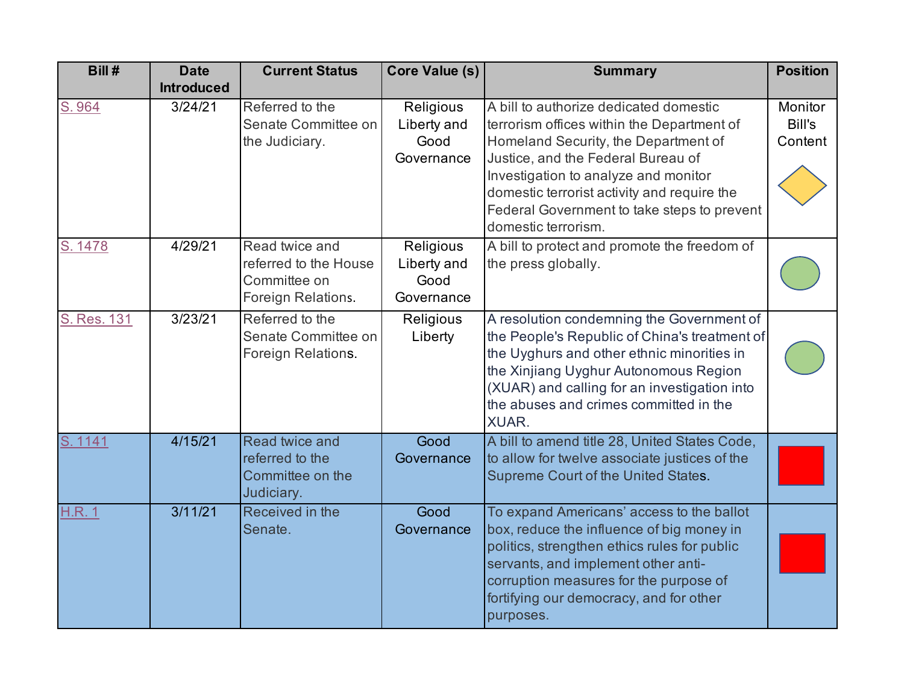| Bill # | Date Introduced | Current Status | Core Value (s) | Summary | Position |
|---|---|---|---|---|---|
| S. 964 | 3/24/21 | Referred to the Senate Committee on the Judiciary. | Religious Liberty and Good Governance | A bill to authorize dedicated domestic terrorism offices within the Department of Homeland Security, the Department of Justice, and the Federal Bureau of Investigation to analyze and monitor domestic terrorist activity and require the Federal Government to take steps to prevent domestic terrorism. | Monitor Bill's Content |
| S. 1478 | 4/29/21 | Read twice and referred to the House Committee on Foreign Relations. | Religious Liberty and Good Governance | A bill to protect and promote the freedom of the press globally. | |
| S. Res. 131 | 3/23/21 | Referred to the Senate Committee on Foreign Relations. | Religious Liberty | A resolution condemning the Government of the People's Republic of China's treatment of the Uyghurs and other ethnic minorities in the Xinjiang Uyghur Autonomous Region (XUAR) and calling for an investigation into the abuses and crimes committed in the XUAR. | |
| S. 1141 | 4/15/21 | Read twice and referred to the Committee on the Judiciary. | Good Governance | A bill to amend title 28, United States Code, to allow for twelve associate justices of the Supreme Court of the United States. | |
| H.R. 1 | 3/11/21 | Received in the Senate. | Good Governance | To expand Americans' access to the ballot box, reduce the influence of big money in politics, strengthen ethics rules for public servants, and implement other anti-corruption measures for the purpose of fortifying our democracy, and for other purposes. | |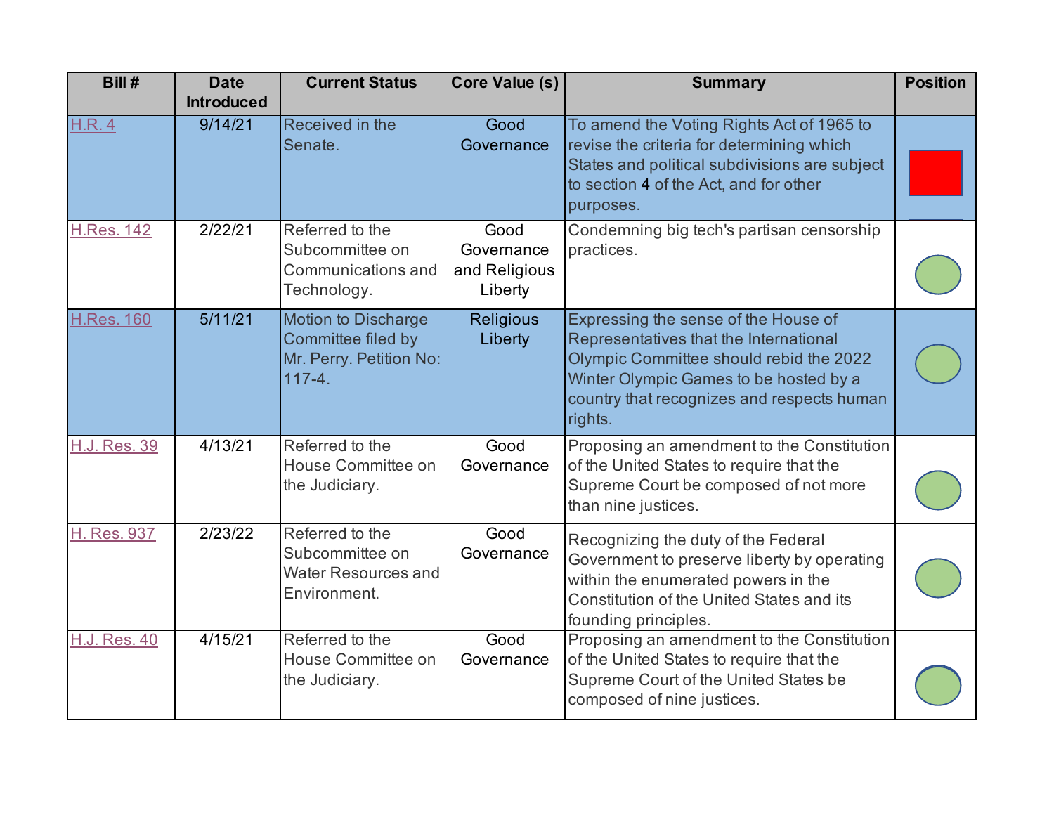| Bill # | Date Introduced | Current Status | Core Value (s) | Summary | Position |
|---|---|---|---|---|---|
| H.R. 4 | 9/14/21 | Received in the Senate. | Good Governance | To amend the Voting Rights Act of 1965 to revise the criteria for determining which States and political subdivisions are subject to section 4 of the Act, and for other purposes. | |
| H.Res. 142 | 2/22/21 | Referred to the Subcommittee on Communications and Technology. | Good Governance and Religious Liberty | Condemning big tech's partisan censorship practices. | |
| H.Res. 160 | 5/11/21 | Motion to Discharge Committee filed by Mr. Perry. Petition No: 117-4. | Religious Liberty | Expressing the sense of the House of Representatives that the International Olympic Committee should rebid the 2022 Winter Olympic Games to be hosted by a country that recognizes and respects human rights. | |
| H.J. Res. 39 | 4/13/21 | Referred to the House Committee on the Judiciary. | Good Governance | Proposing an amendment to the Constitution of the United States to require that the Supreme Court be composed of not more than nine justices. | |
| H. Res. 937 | 2/23/22 | Referred to the Subcommittee on Water Resources and Environment. | Good Governance | Recognizing the duty of the Federal Government to preserve liberty by operating within the enumerated powers in the Constitution of the United States and its founding principles. | |
| H.J. Res. 40 | 4/15/21 | Referred to the House Committee on the Judiciary. | Good Governance | Proposing an amendment to the Constitution of the United States to require that the Supreme Court of the United States be composed of nine justices. | |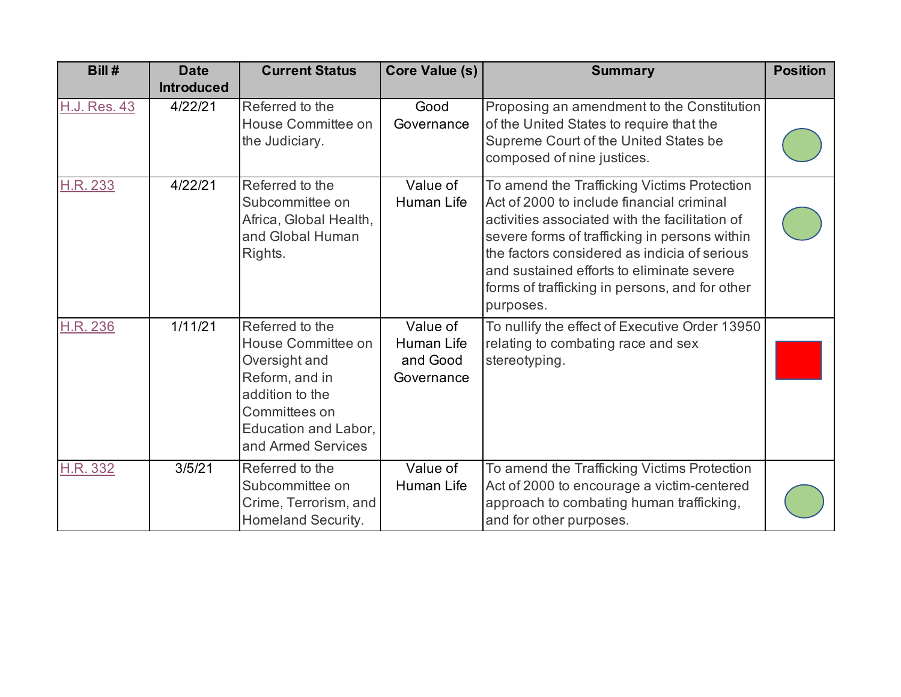| Bill # | Date Introduced | Current Status | Core Value (s) | Summary | Position |
|---|---|---|---|---|---|
| H.J. Res. 43 | 4/22/21 | Referred to the House Committee on the Judiciary. | Good Governance | Proposing an amendment to the Constitution of the United States to require that the Supreme Court of the United States be composed of nine justices. | Green circle |
| H.R. 233 | 4/22/21 | Referred to the Subcommittee on Africa, Global Health, and Global Human Rights. | Value of Human Life | To amend the Trafficking Victims Protection Act of 2000 to include financial criminal activities associated with the facilitation of severe forms of trafficking in persons within the factors considered as indicia of serious and sustained efforts to eliminate severe forms of trafficking in persons, and for other purposes. | Green circle |
| H.R. 236 | 1/11/21 | Referred to the House Committee on Oversight and Reform, and in addition to the Committees on Education and Labor, and Armed Services | Value of Human Life and Good Governance | To nullify the effect of Executive Order 13950 relating to combating race and sex stereotyping. | Red square |
| H.R. 332 | 3/5/21 | Referred to the Subcommittee on Crime, Terrorism, and Homeland Security. | Value of Human Life | To amend the Trafficking Victims Protection Act of 2000 to encourage a victim-centered approach to combating human trafficking, and for other purposes. | Green circle |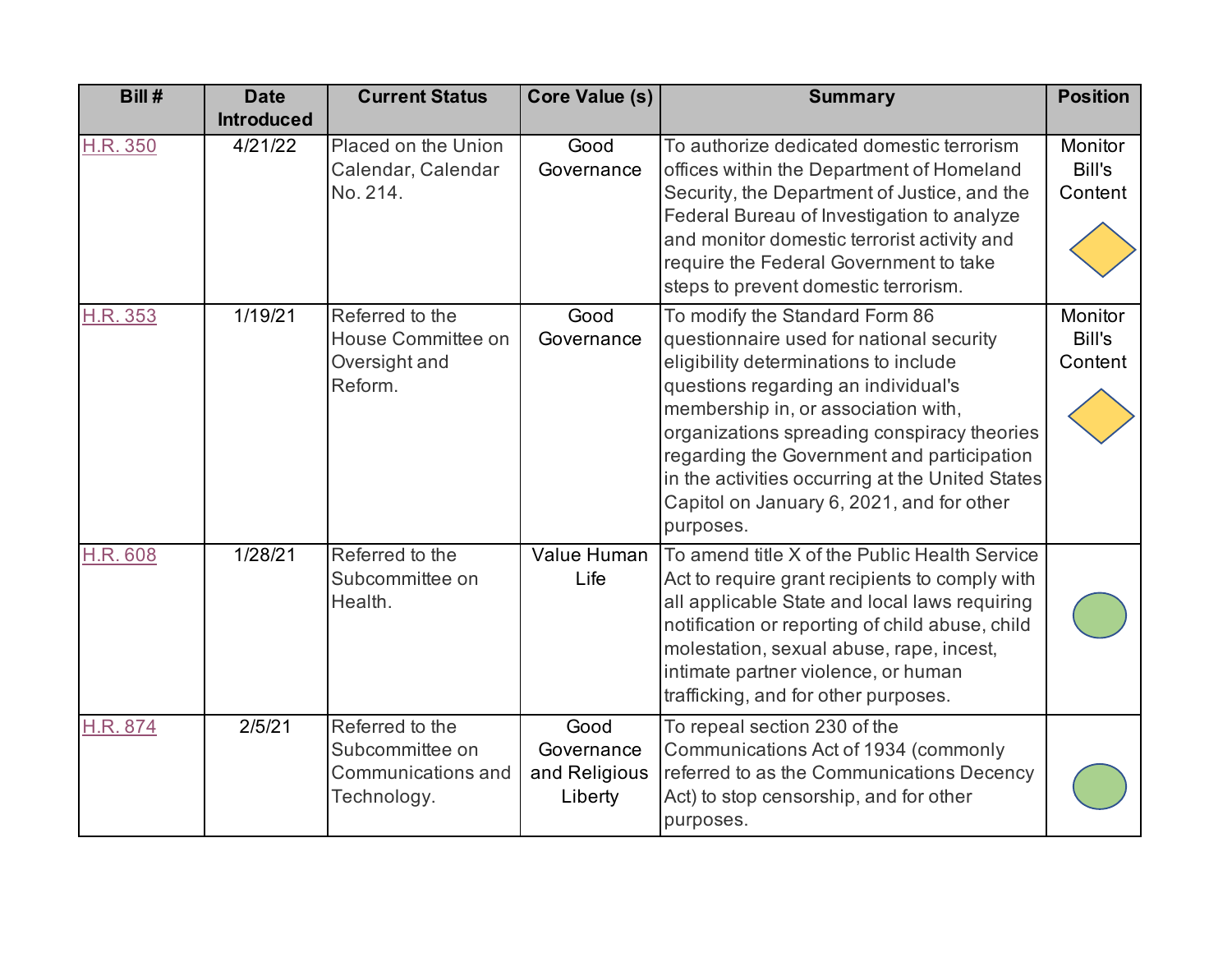| Bill # | Date Introduced | Current Status | Core Value (s) | Summary | Position |
|---|---|---|---|---|---|
| H.R. 350 | 4/21/22 | Placed on the Union Calendar, Calendar No. 214. | Good Governance | To authorize dedicated domestic terrorism offices within the Department of Homeland Security, the Department of Justice, and the Federal Bureau of Investigation to analyze and monitor domestic terrorist activity and require the Federal Government to take steps to prevent domestic terrorism. | Monitor Bill's Content |
| H.R. 353 | 1/19/21 | Referred to the House Committee on Oversight and Reform. | Good Governance | To modify the Standard Form 86 questionnaire used for national security eligibility determinations to include questions regarding an individual's membership in, or association with, organizations spreading conspiracy theories regarding the Government and participation in the activities occurring at the United States Capitol on January 6, 2021, and for other purposes. | Monitor Bill's Content |
| H.R. 608 | 1/28/21 | Referred to the Subcommittee on Health. | Value Human Life | To amend title X of the Public Health Service Act to require grant recipients to comply with all applicable State and local laws requiring notification or reporting of child abuse, child molestation, sexual abuse, rape, incest, intimate partner violence, or human trafficking, and for other purposes. | |
| H.R. 874 | 2/5/21 | Referred to the Subcommittee on Communications and Technology. | Good Governance and Religious Liberty | To repeal section 230 of the Communications Act of 1934 (commonly referred to as the Communications Decency Act) to stop censorship, and for other purposes. | |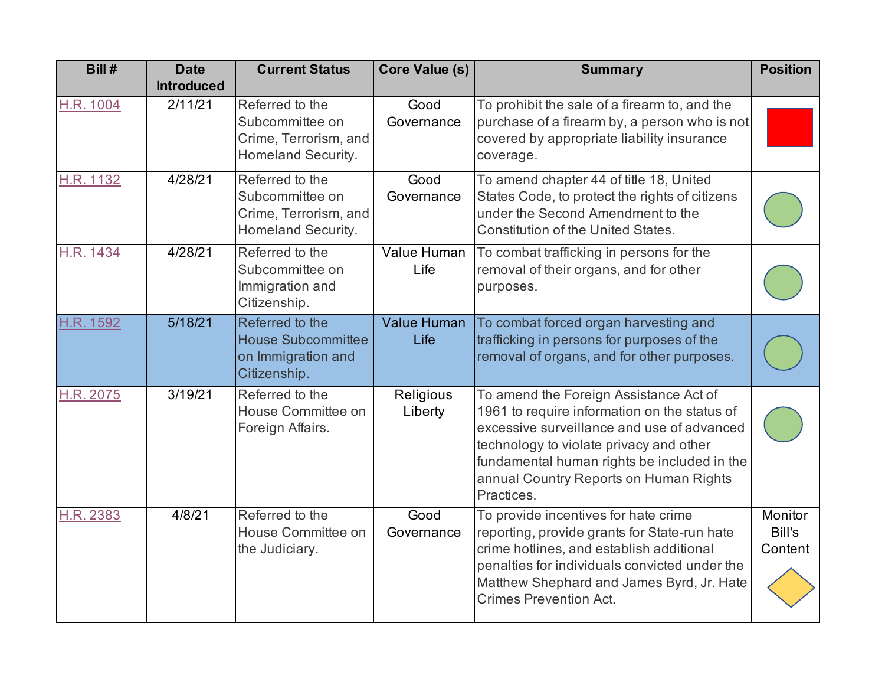| Bill # | Date Introduced | Current Status | Core Value (s) | Summary | Position |
|---|---|---|---|---|---|
| H.R. 1004 | 2/11/21 | Referred to the Subcommittee on Crime, Terrorism, and Homeland Security. | Good Governance | To prohibit the sale of a firearm to, and the purchase of a firearm by, a person who is not covered by appropriate liability insurance coverage. | |
| H.R. 1132 | 4/28/21 | Referred to the Subcommittee on Crime, Terrorism, and Homeland Security. | Good Governance | To amend chapter 44 of title 18, United States Code, to protect the rights of citizens under the Second Amendment to the Constitution of the United States. | |
| H.R. 1434 | 4/28/21 | Referred to the Subcommittee on Immigration and Citizenship. | Value Human Life | To combat trafficking in persons for the removal of their organs, and for other purposes. | |
| H.R. 1592 | 5/18/21 | Referred to the House Subcommittee on Immigration and Citizenship. | Value Human Life | To combat forced organ harvesting and trafficking in persons for purposes of the removal of organs, and for other purposes. | |
| H.R. 2075 | 3/19/21 | Referred to the House Committee on Foreign Affairs. | Religious Liberty | To amend the Foreign Assistance Act of 1961 to require information on the status of excessive surveillance and use of advanced technology to violate privacy and other fundamental human rights be included in the annual Country Reports on Human Rights Practices. | |
| H.R. 2383 | 4/8/21 | Referred to the House Committee on the Judiciary. | Good Governance | To provide incentives for hate crime reporting, provide grants for State-run hate crime hotlines, and establish additional penalties for individuals convicted under the Matthew Shephard and James Byrd, Jr. Hate Crimes Prevention Act. | Monitor Bill's Content |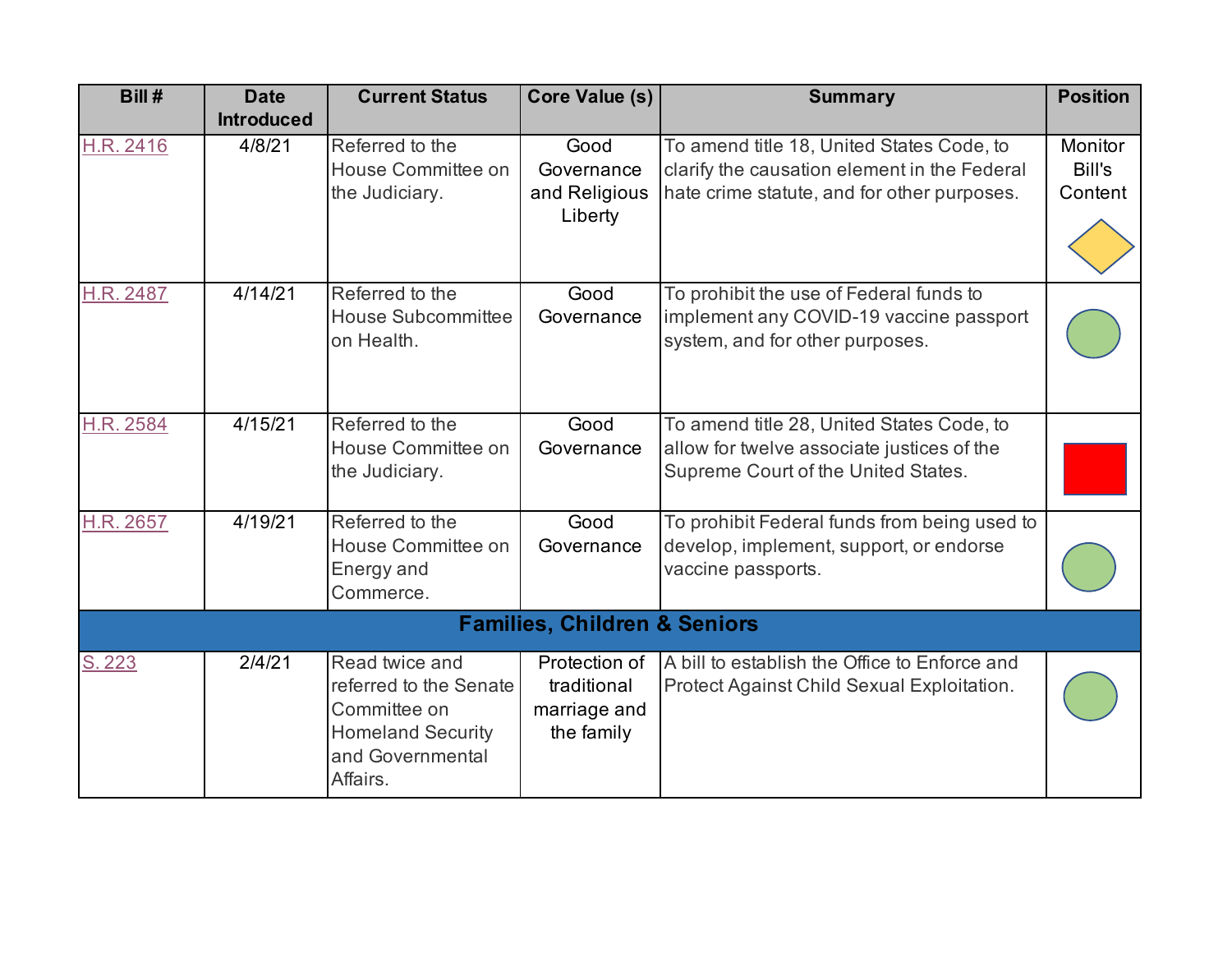| Bill # | Date Introduced | Current Status | Core Value (s) | Summary | Position |
|---|---|---|---|---|---|
| H.R. 2416 | 4/8/21 | Referred to the House Committee on the Judiciary. | Good Governance and Religious Liberty | To amend title 18, United States Code, to clarify the causation element in the Federal hate crime statute, and for other purposes. | Monitor Bill's Content |
| H.R. 2487 | 4/14/21 | Referred to the House Subcommittee on Health. | Good Governance | To prohibit the use of Federal funds to implement any COVID-19 vaccine passport system, and for other purposes. | |
| H.R. 2584 | 4/15/21 | Referred to the House Committee on the Judiciary. | Good Governance | To amend title 28, United States Code, to allow for twelve associate justices of the Supreme Court of the United States. | |
| H.R. 2657 | 4/19/21 | Referred to the House Committee on Energy and Commerce. | Good Governance | To prohibit Federal funds from being used to develop, implement, support, or endorse vaccine passports. | |
| **Families, Children & Seniors** | | | | | |
| S. 223 | 2/4/21 | Read twice and referred to the Senate Committee on Homeland Security and Governmental Affairs. | Protection of traditional marriage and the family | A bill to establish the Office to Enforce and Protect Against Child Sexual Exploitation. | |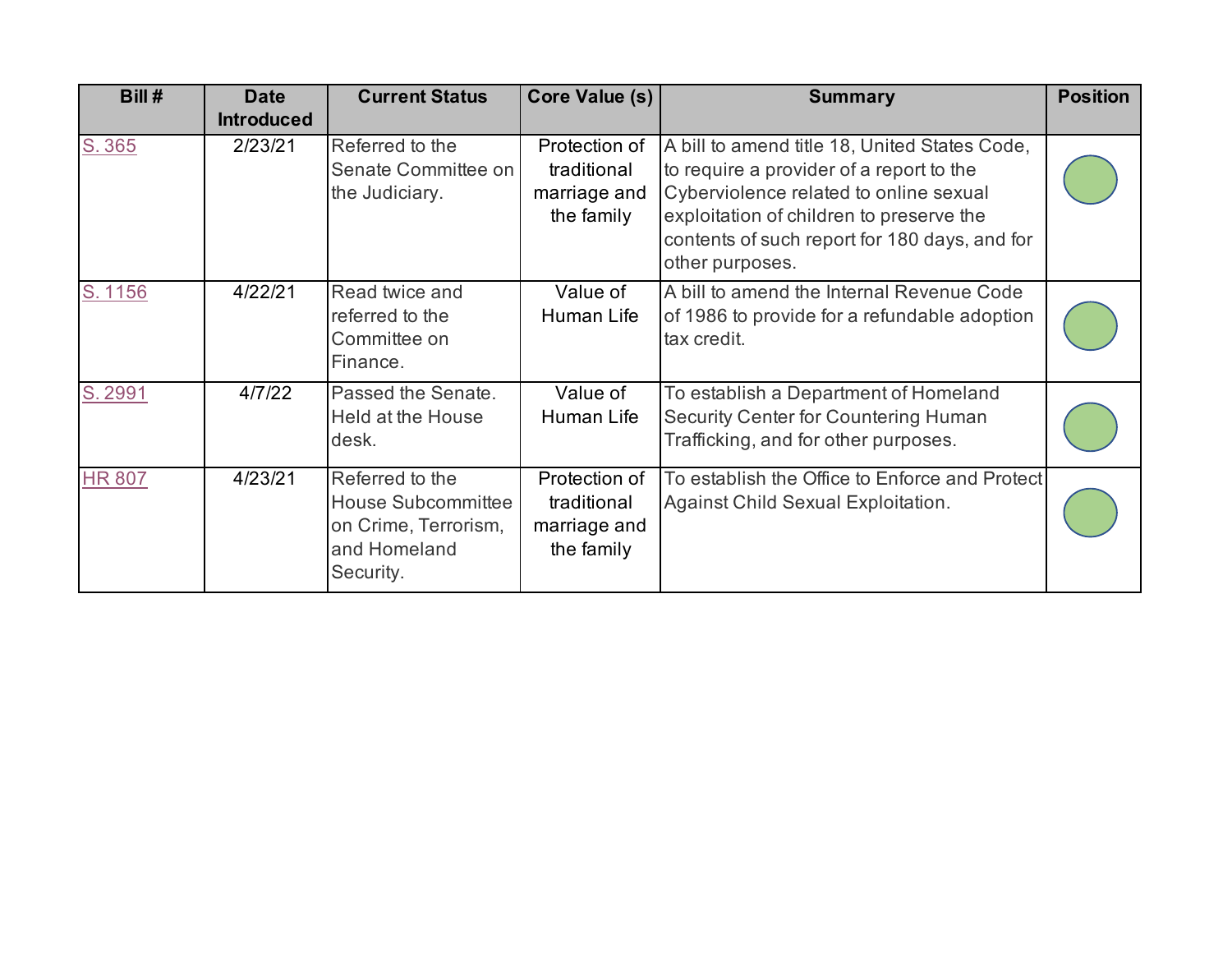| Bill # | Date Introduced | Current Status | Core Value (s) | Summary | Position |
| --- | --- | --- | --- | --- | --- |
| S. 365 | 2/23/21 | Referred to the Senate Committee on the Judiciary. | Protection of traditional marriage and the family | A bill to amend title 18, United States Code, to require a provider of a report to the Cyberviolence related to online sexual exploitation of children to preserve the contents of such report for 180 days, and for other purposes. | |
| S. 1156 | 4/22/21 | Read twice and referred to the Committee on Finance. | Value of Human Life | A bill to amend the Internal Revenue Code of 1986 to provide for a refundable adoption tax credit. | |
| S. 2991 | 4/7/22 | Passed the Senate. Held at the House desk. | Value of Human Life | To establish a Department of Homeland Security Center for Countering Human Trafficking, and for other purposes. | |
| HR 807 | 4/23/21 | Referred to the House Subcommittee on Crime, Terrorism, and Homeland Security. | Protection of traditional marriage and the family | To establish the Office to Enforce and Protect Against Child Sexual Exploitation. | |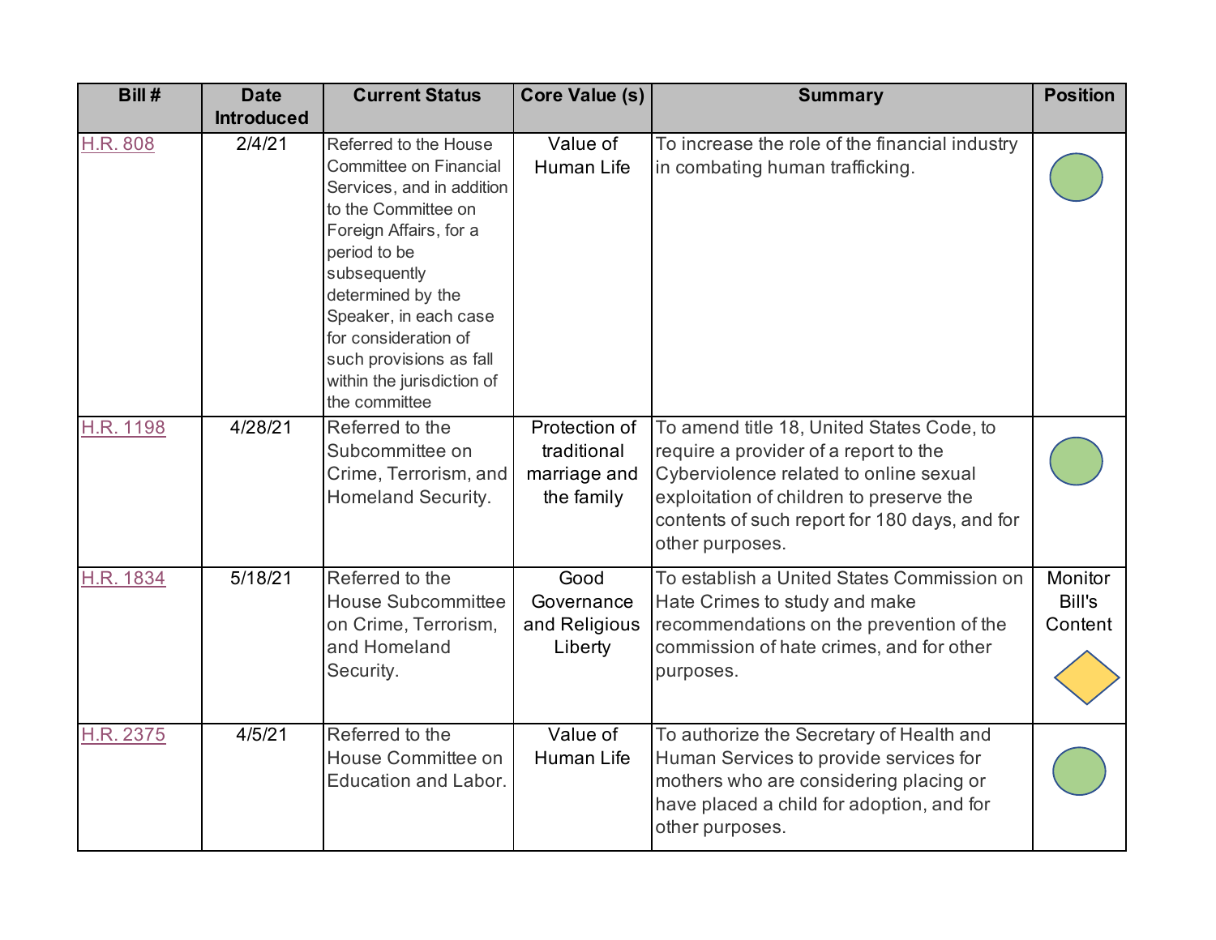| Bill # | Date Introduced | Current Status | Core Value (s) | Summary | Position |
|---|---|---|---|---|---|
| H.R. 808 | 2/4/21 | Referred to the House Committee on Financial Services, and in addition to the Committee on Foreign Affairs, for a period to be subsequently determined by the Speaker, in each case for consideration of such provisions as fall within the jurisdiction of the committee | Value of Human Life | To increase the role of the financial industry in combating human trafficking. | |
| H.R. 1198 | 4/28/21 | Referred to the Subcommittee on Crime, Terrorism, and Homeland Security. | Protection of traditional marriage and the family | To amend title 18, United States Code, to require a provider of a report to the Cyberviolence related to online sexual exploitation of children to preserve the contents of such report for 180 days, and for other purposes. | |
| H.R. 1834 | 5/18/21 | Referred to the House Subcommittee on Crime, Terrorism, and Homeland Security. | Good Governance and Religious Liberty | To establish a United States Commission on Hate Crimes to study and make recommendations on the prevention of the commission of hate crimes, and for other purposes. | Monitor Bill's Content |
| H.R. 2375 | 4/5/21 | Referred to the House Committee on Education and Labor. | Value of Human Life | To authorize the Secretary of Health and Human Services to provide services for mothers who are considering placing or have placed a child for adoption, and for other purposes. | |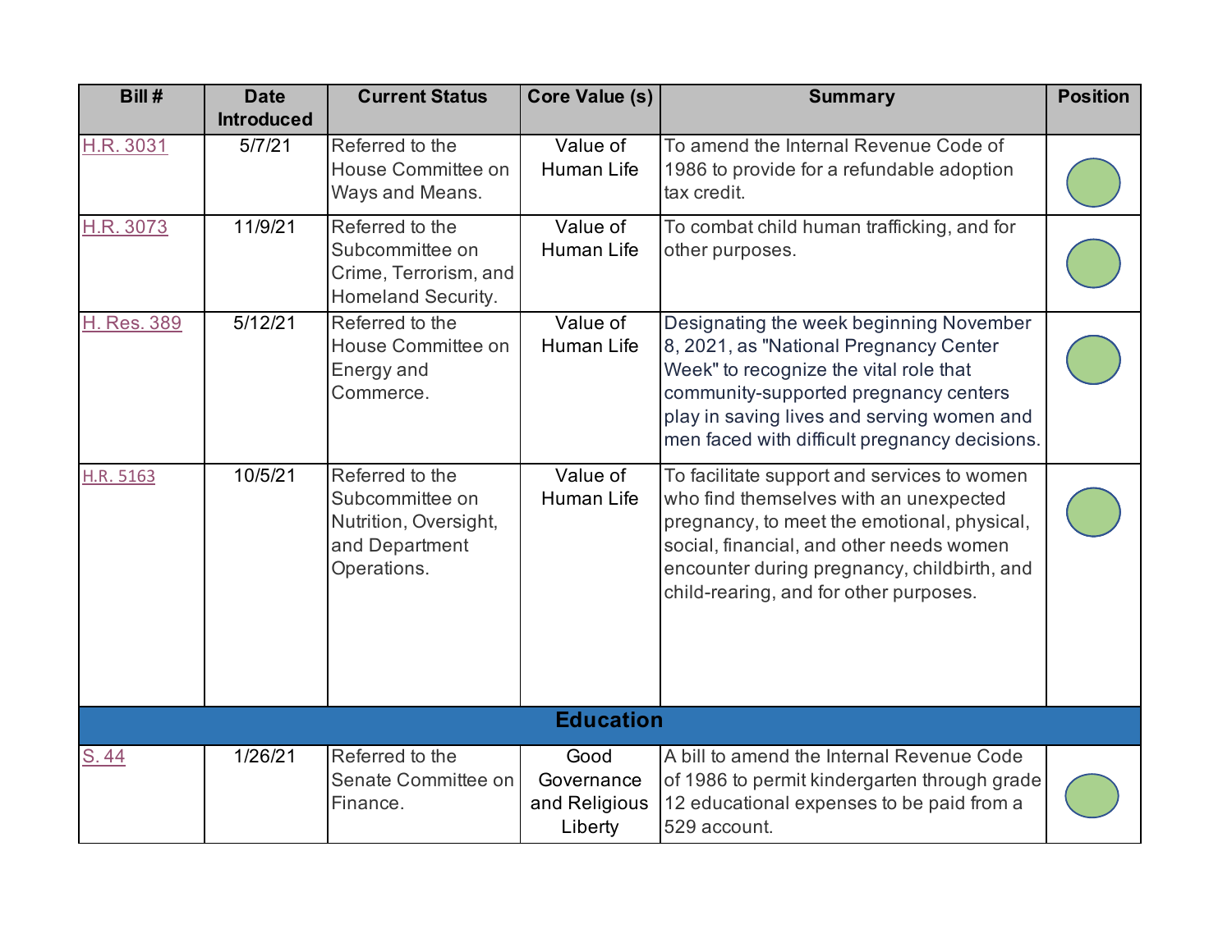| Bill # | Date Introduced | Current Status | Core Value (s) | Summary | Position |
|---|---|---|---|---|---|
| H.R. 3031 | 5/7/21 | Referred to the House Committee on Ways and Means. | Value of Human Life | To amend the Internal Revenue Code of 1986 to provide for a refundable adoption tax credit. | |
| H.R. 3073 | 11/9/21 | Referred to the Subcommittee on Crime, Terrorism, and Homeland Security. | Value of Human Life | To combat child human trafficking, and for other purposes. | |
| H. Res. 389 | 5/12/21 | Referred to the House Committee on Energy and Commerce. | Value of Human Life | Designating the week beginning November 8, 2021, as "National Pregnancy Center Week" to recognize the vital role that community-supported pregnancy centers play in saving lives and serving women and men faced with difficult pregnancy decisions. | |
| H.R. 5163 | 10/5/21 | Referred to the Subcommittee on Nutrition, Oversight, and Department Operations. | Value of Human Life | To facilitate support and services to women who find themselves with an unexpected pregnancy, to meet the emotional, physical, social, financial, and other needs women encounter during pregnancy, childbirth, and child-rearing, and for other purposes. | |
| **Education** | | | | | |
| S. 44 | 1/26/21 | Referred to the Senate Committee on Finance. | Good Governance and Religious Liberty | A bill to amend the Internal Revenue Code of 1986 to permit kindergarten through grade 12 educational expenses to be paid from a 529 account. | |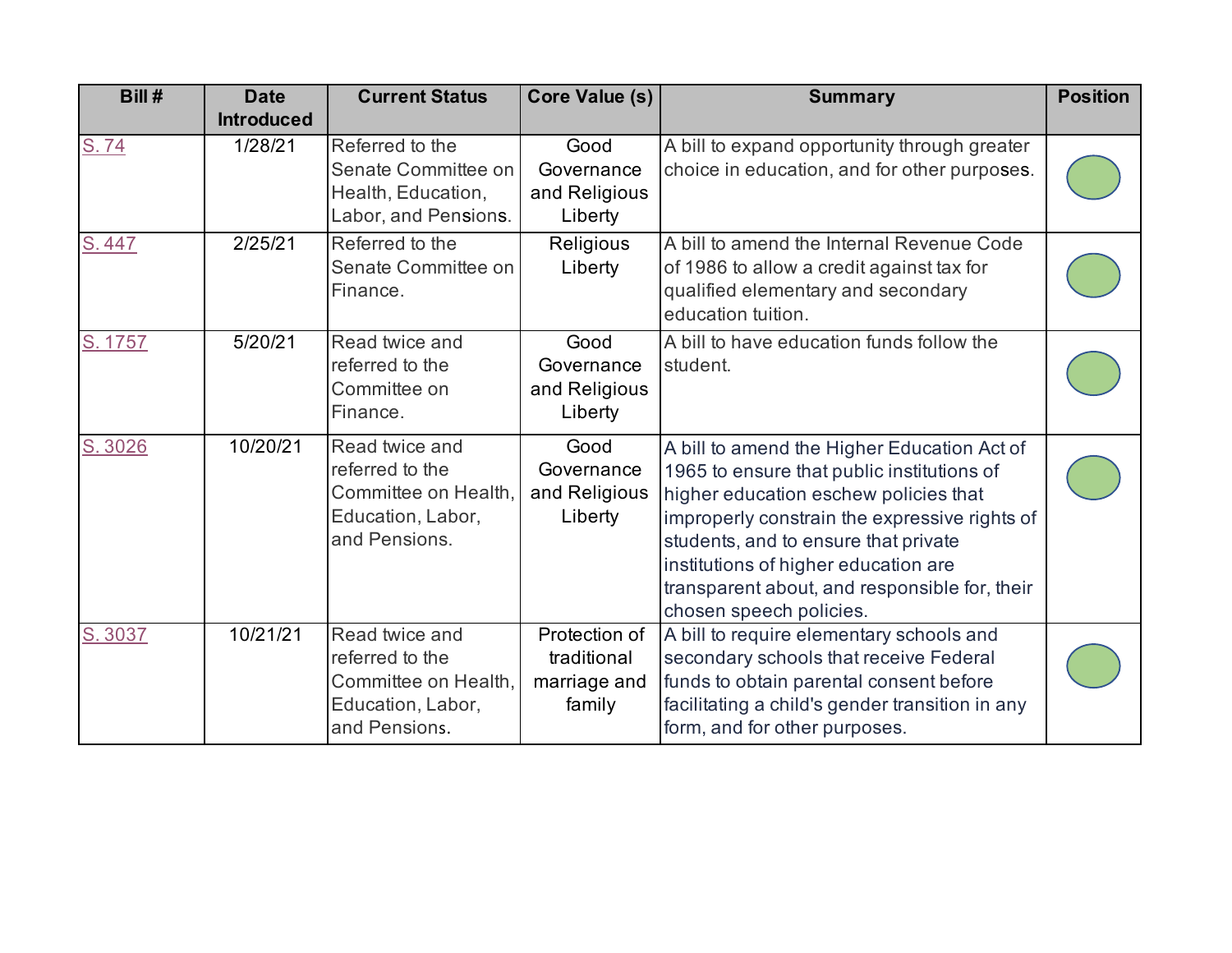| Bill # | Date Introduced | Current Status | Core Value (s) | Summary | Position |
|---|---|---|---|---|---|
| S. 74 | 1/28/21 | Referred to the Senate Committee on Health, Education, Labor, and Pensions. | Good Governance and Religious Liberty | A bill to expand opportunity through greater choice in education, and for other purposes. | |
| S. 447 | 2/25/21 | Referred to the Senate Committee on Finance. | Religious Liberty | A bill to amend the Internal Revenue Code of 1986 to allow a credit against tax for qualified elementary and secondary education tuition. | |
| S. 1757 | 5/20/21 | Read twice and referred to the Committee on Finance. | Good Governance and Religious Liberty | A bill to have education funds follow the student. | |
| S. 3026 | 10/20/21 | Read twice and referred to the Committee on Health, Education, Labor, and Pensions. | Good Governance and Religious Liberty | A bill to amend the Higher Education Act of 1965 to ensure that public institutions of higher education eschew policies that improperly constrain the expressive rights of students, and to ensure that private institutions of higher education are transparent about, and responsible for, their chosen speech policies. | |
| S. 3037 | 10/21/21 | Read twice and referred to the Committee on Health, Education, Labor, and Pensions. | Protection of traditional marriage and family | A bill to require elementary schools and secondary schools that receive Federal funds to obtain parental consent before facilitating a child's gender transition in any form, and for other purposes. | |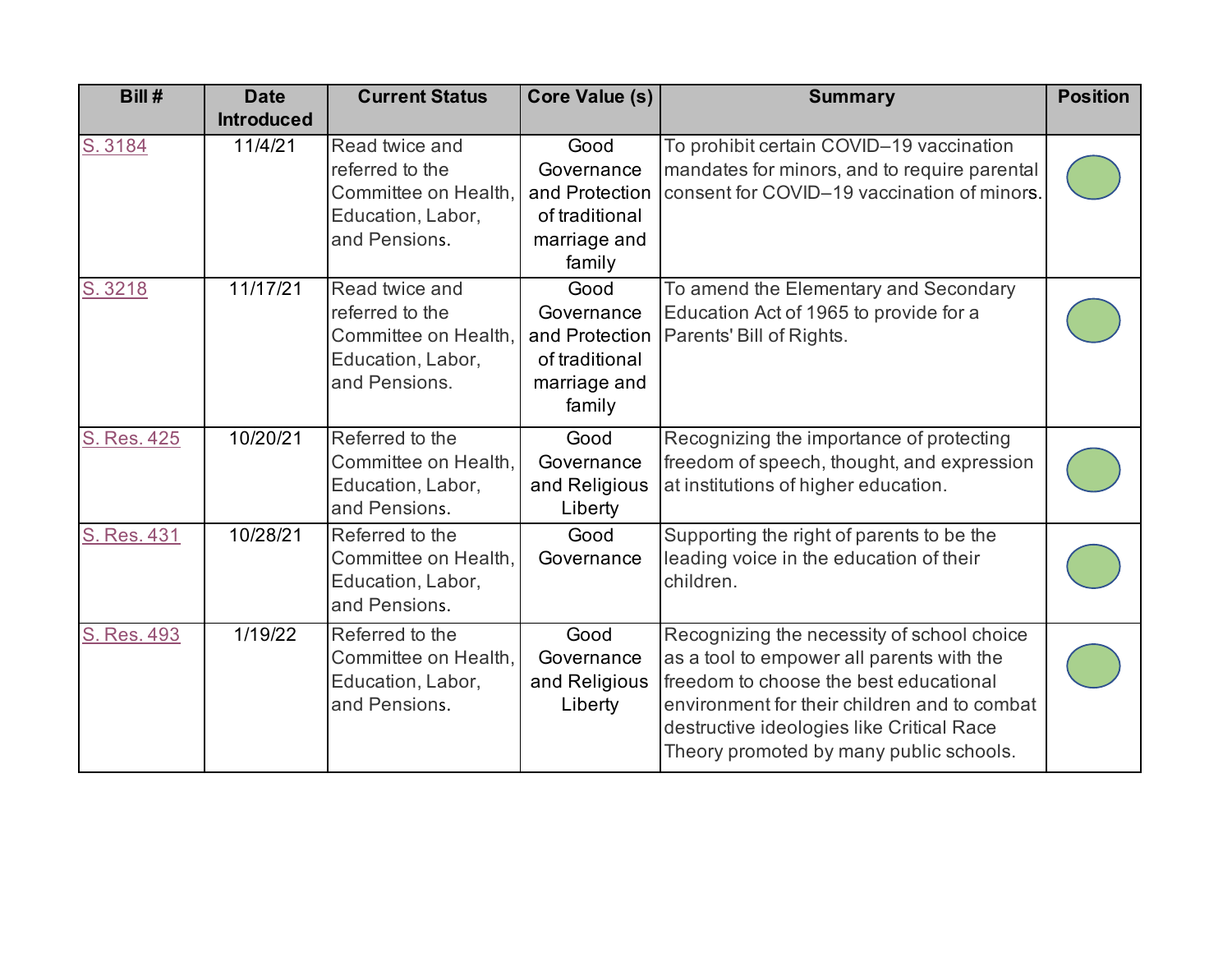| Bill # | Date Introduced | Current Status | Core Value (s) | Summary | Position |
|---|---|---|---|---|---|
| S. 3184 | 11/4/21 | Read twice and referred to the Committee on Health, Education, Labor, and Pensions. | Good Governance and Protection of traditional marriage and family | To prohibit certain COVID–19 vaccination mandates for minors, and to require parental consent for COVID–19 vaccination of minors. | |
| S. 3218 | 11/17/21 | Read twice and referred to the Committee on Health, Education, Labor, and Pensions. | Good Governance and Protection of traditional marriage and family | To amend the Elementary and Secondary Education Act of 1965 to provide for a Parents' Bill of Rights. | |
| S. Res. 425 | 10/20/21 | Referred to the Committee on Health, Education, Labor, and Pensions. | Good Governance and Religious Liberty | Recognizing the importance of protecting freedom of speech, thought, and expression at institutions of higher education. | |
| S. Res. 431 | 10/28/21 | Referred to the Committee on Health, Education, Labor, and Pensions. | Good Governance | Supporting the right of parents to be the leading voice in the education of their children. | |
| S. Res. 493 | 1/19/22 | Referred to the Committee on Health, Education, Labor, and Pensions. | Good Governance and Religious Liberty | Recognizing the necessity of school choice as a tool to empower all parents with the freedom to choose the best educational environment for their children and to combat destructive ideologies like Critical Race Theory promoted by many public schools. | |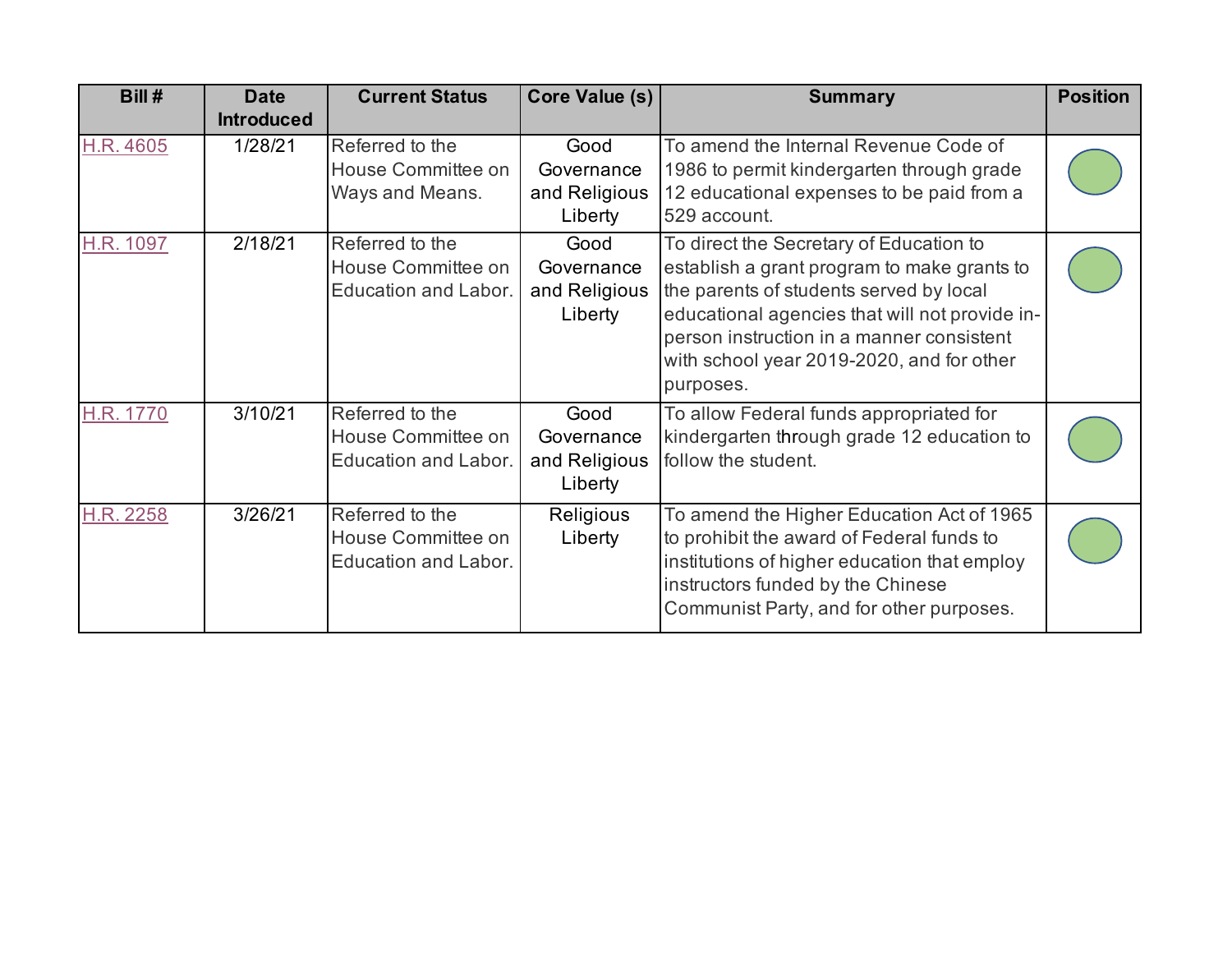| Bill # | Date Introduced | Current Status | Core Value (s) | Summary | Position |
|---|---|---|---|---|---|
| H.R. 4605 | 1/28/21 | Referred to the House Committee on Ways and Means. | Good Governance and Religious Liberty | To amend the Internal Revenue Code of 1986 to permit kindergarten through grade 12 educational expenses to be paid from a 529 account. | |
| H.R. 1097 | 2/18/21 | Referred to the House Committee on Education and Labor. | Good Governance and Religious Liberty | To direct the Secretary of Education to establish a grant program to make grants to the parents of students served by local educational agencies that will not provide in-person instruction in a manner consistent with school year 2019-2020, and for other purposes. | |
| H.R. 1770 | 3/10/21 | Referred to the House Committee on Education and Labor. | Good Governance and Religious Liberty | To allow Federal funds appropriated for kindergarten through grade 12 education to follow the student. | |
| H.R. 2258 | 3/26/21 | Referred to the House Committee on Education and Labor. | Religious Liberty | To amend the Higher Education Act of 1965 to prohibit the award of Federal funds to institutions of higher education that employ instructors funded by the Chinese Communist Party, and for other purposes. | |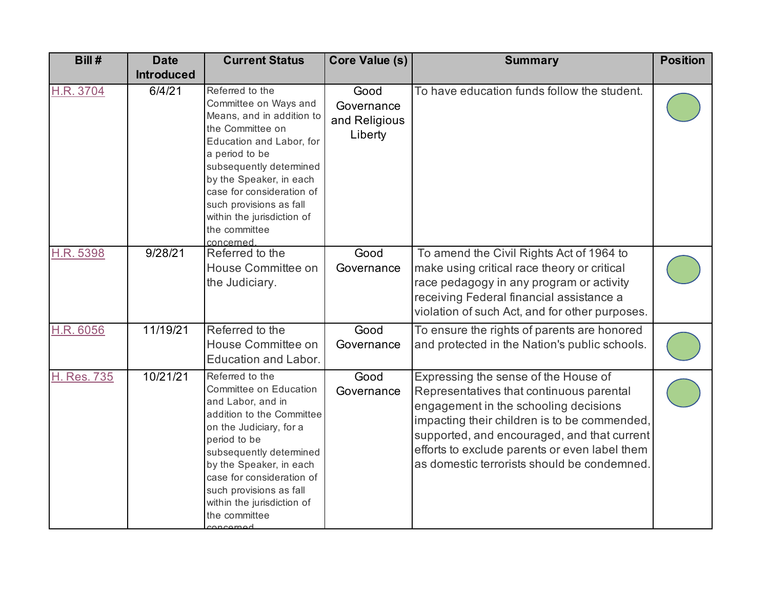| Bill # | Date Introduced | Current Status | Core Value (s) | Summary | Position |
|---|---|---|---|---|---|
| H.R. 3704 | 6/4/21 | Referred to the Committee on Ways and Means, and in addition to the Committee on Education and Labor, for a period to be subsequently determined by the Speaker, in each case for consideration of such provisions as fall within the jurisdiction of the committee concerned. | Good Governance and Religious Liberty | To have education funds follow the student. | |
| H.R. 5398 | 9/28/21 | Referred to the House Committee on the Judiciary. | Good Governance | To amend the Civil Rights Act of 1964 to make using critical race theory or critical race pedagogy in any program or activity receiving Federal financial assistance a violation of such Act, and for other purposes. | |
| H.R. 6056 | 11/19/21 | Referred to the House Committee on Education and Labor. | Good Governance | To ensure the rights of parents are honored and protected in the Nation's public schools. | |
| H. Res. 735 | 10/21/21 | Referred to the Committee on Education and Labor, and in addition to the Committee on the Judiciary, for a period to be subsequently determined by the Speaker, in each case for consideration of such provisions as fall within the jurisdiction of the committee concerned. | Good Governance | Expressing the sense of the House of Representatives that continuous parental engagement in the schooling decisions impacting their children is to be commended, supported, and encouraged, and that current efforts to exclude parents or even label them as domestic terrorists should be condemned. | |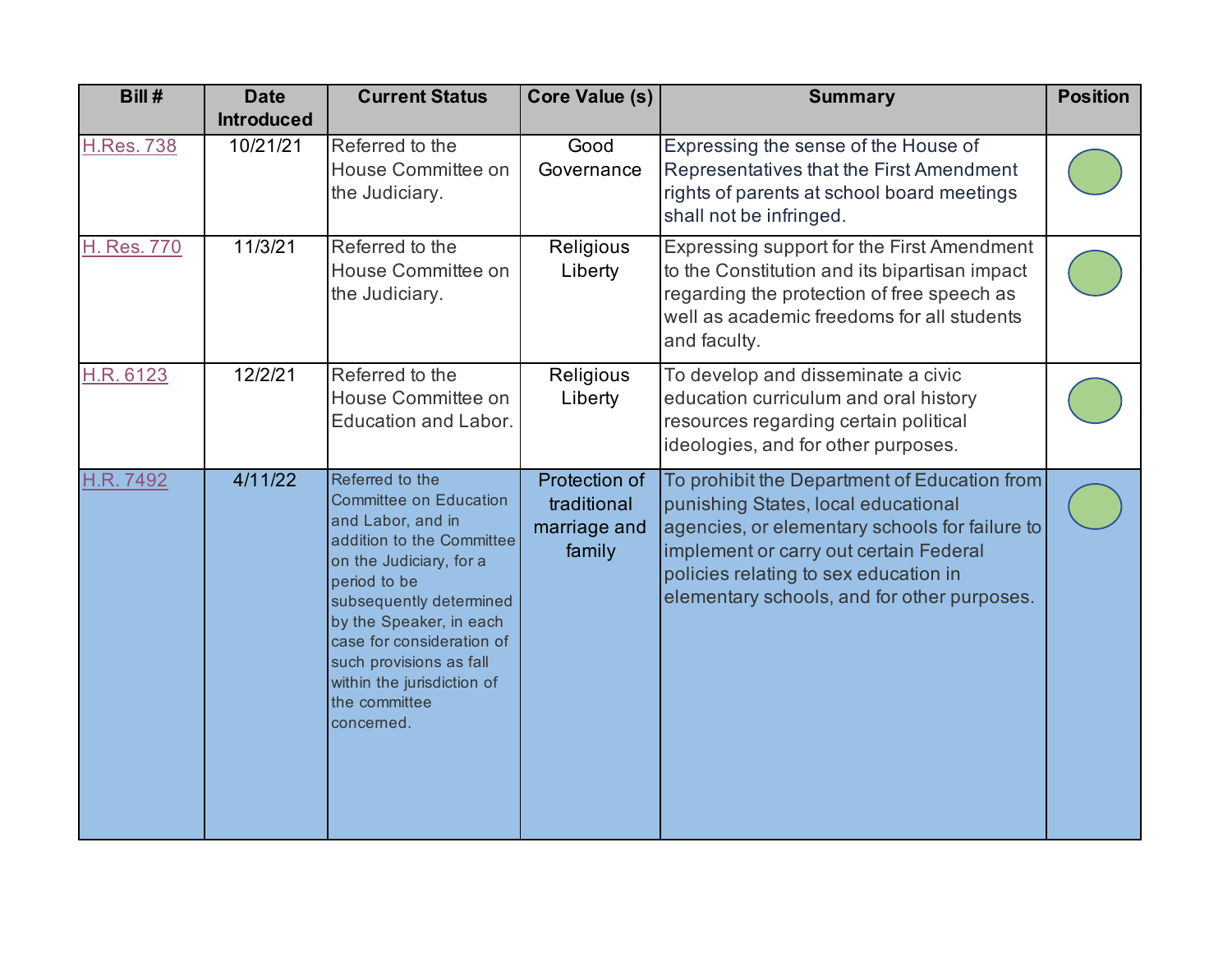| Bill # | Date Introduced | Current Status | Core Value (s) | Summary | Position |
| --- | --- | --- | --- | --- | --- |
| H.Res. 738 | 10/21/21 | Referred to the House Committee on the Judiciary. | Good Governance | Expressing the sense of the House of Representatives that the First Amendment rights of parents at school board meetings shall not be infringed. | |
| H. Res. 770 | 11/3/21 | Referred to the House Committee on the Judiciary. | Religious Liberty | Expressing support for the First Amendment to the Constitution and its bipartisan impact regarding the protection of free speech as well as academic freedoms for all students and faculty. | |
| H.R. 6123 | 12/2/21 | Referred to the House Committee on Education and Labor. | Religious Liberty | To develop and disseminate a civic education curriculum and oral history resources regarding certain political ideologies, and for other purposes. | |
| H.R. 7492 | 4/11/22 | Referred to the Committee on Education and Labor, and in addition to the Committee on the Judiciary, for a period to be subsequently determined by the Speaker, in each case for consideration of such provisions as fall within the jurisdiction of the committee concerned. | Protection of traditional marriage and family | To prohibit the Department of Education from punishing States, local educational agencies, or elementary schools for failure to implement or carry out certain Federal policies relating to sex education in elementary schools, and for other purposes. | |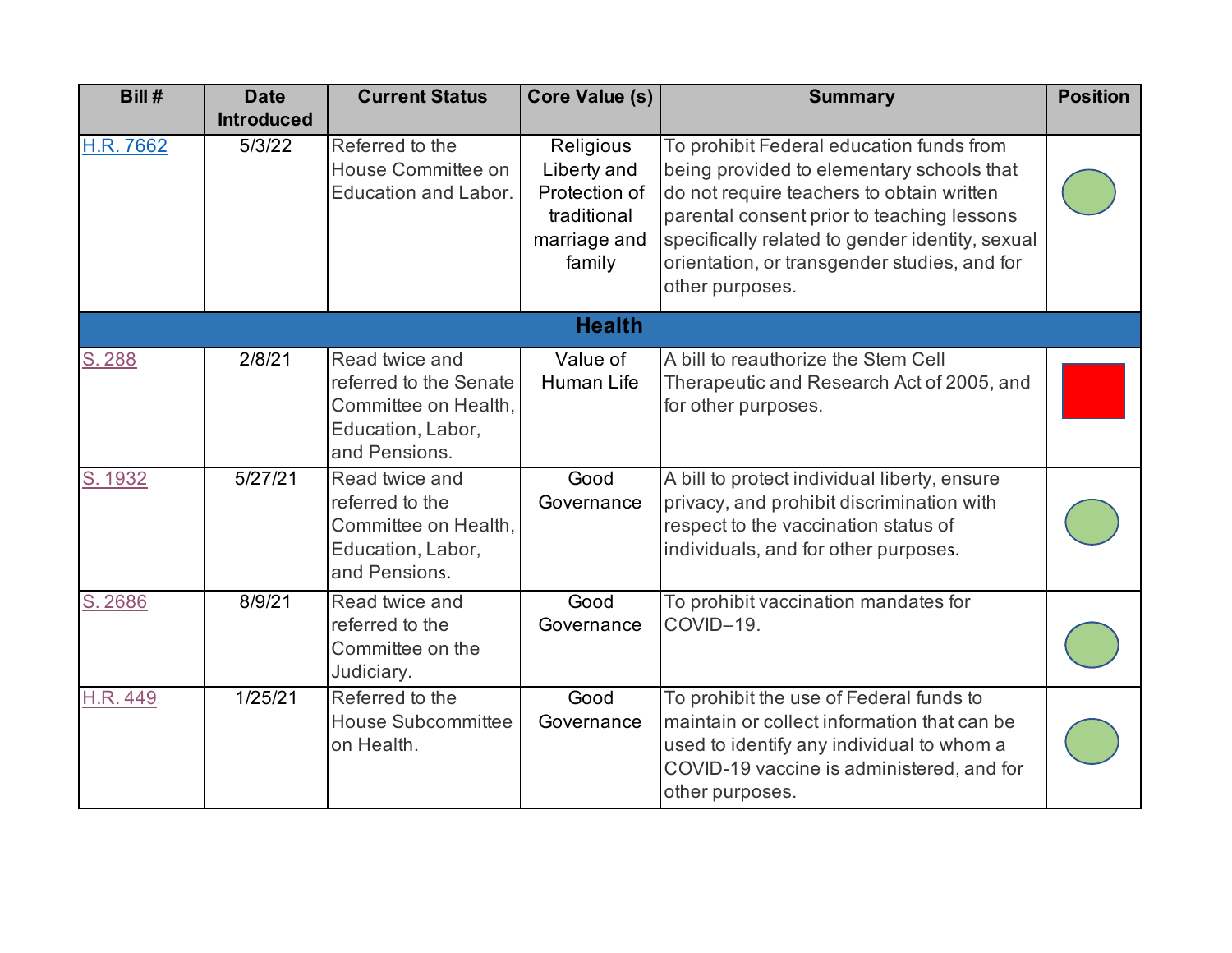| Bill # | Date Introduced | Current Status | Core Value (s) | Summary | Position |
|---|---|---|---|---|---|
| H.R. 7662 | 5/3/22 | Referred to the House Committee on Education and Labor. | Religious Liberty and Protection of traditional marriage and family | To prohibit Federal education funds from being provided to elementary schools that do not require teachers to obtain written parental consent prior to teaching lessons specifically related to gender identity, sexual orientation, or transgender studies, and for other purposes. | |
| **Health** | | | | | |
| S. 288 | 2/8/21 | Read twice and referred to the Senate Committee on Health, Education, Labor, and Pensions. | Value of Human Life | A bill to reauthorize the Stem Cell Therapeutic and Research Act of 2005, and for other purposes. | |
| S. 1932 | 5/27/21 | Read twice and referred to the Committee on Health, Education, Labor, and Pensions. | Good Governance | A bill to protect individual liberty, ensure privacy, and prohibit discrimination with respect to the vaccination status of individuals, and for other purposes. | |
| S. 2686 | 8/9/21 | Read twice and referred to the Committee on the Judiciary. | Good Governance | To prohibit vaccination mandates for COVID–19. | |
| H.R. 449 | 1/25/21 | Referred to the House Subcommittee on Health. | Good Governance | To prohibit the use of Federal funds to maintain or collect information that can be used to identify any individual to whom a COVID-19 vaccine is administered, and for other purposes. | |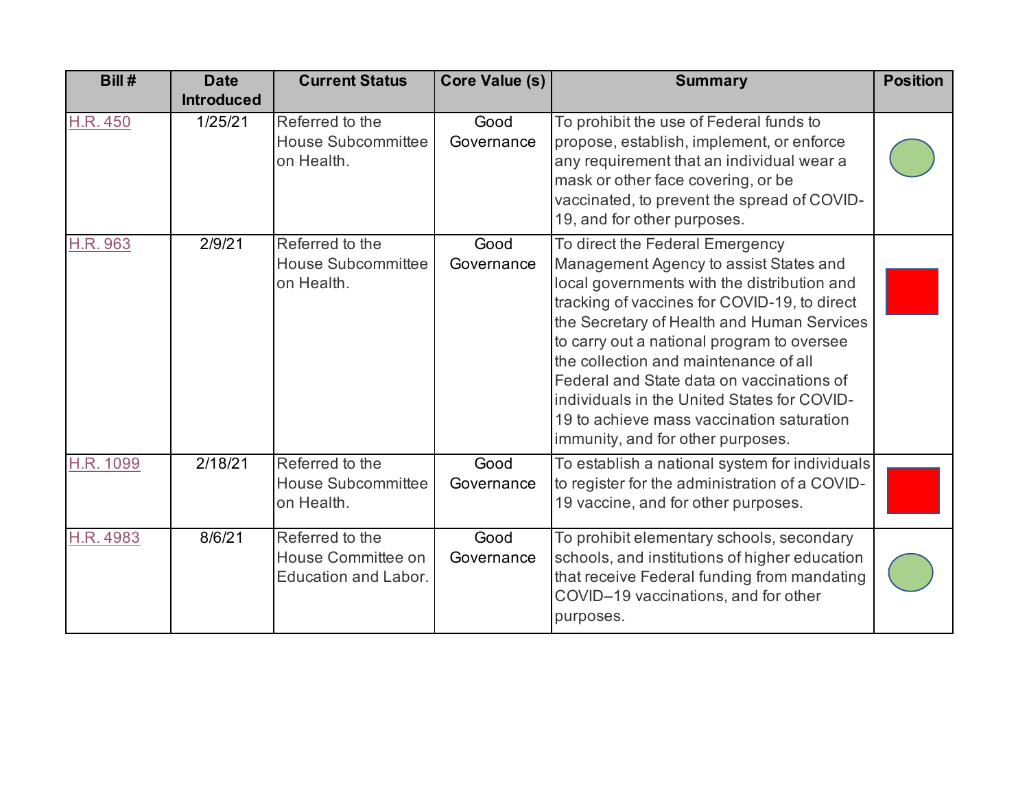| Bill # | Date Introduced | Current Status | Core Value (s) | Summary | Position |
|---|---|---|---|---|---|
| H.R. 450 | 1/25/21 | Referred to the House Subcommittee on Health. | Good Governance | To prohibit the use of Federal funds to propose, establish, implement, or enforce any requirement that an individual wear a mask or other face covering, or be vaccinated, to prevent the spread of COVID-19, and for other purposes. | |
| H.R. 963 | 2/9/21 | Referred to the House Subcommittee on Health. | Good Governance | To direct the Federal Emergency Management Agency to assist States and local governments with the distribution and tracking of vaccines for COVID-19, to direct the Secretary of Health and Human Services to carry out a national program to oversee the collection and maintenance of all Federal and State data on vaccinations of individuals in the United States for COVID-19 to achieve mass vaccination saturation immunity, and for other purposes. | |
| H.R. 1099 | 2/18/21 | Referred to the House Subcommittee on Health. | Good Governance | To establish a national system for individuals to register for the administration of a COVID-19 vaccine, and for other purposes. | |
| H.R. 4983 | 8/6/21 | Referred to the House Committee on Education and Labor. | Good Governance | To prohibit elementary schools, secondary schools, and institutions of higher education that receive Federal funding from mandating COVID–19 vaccinations, and for other purposes. | |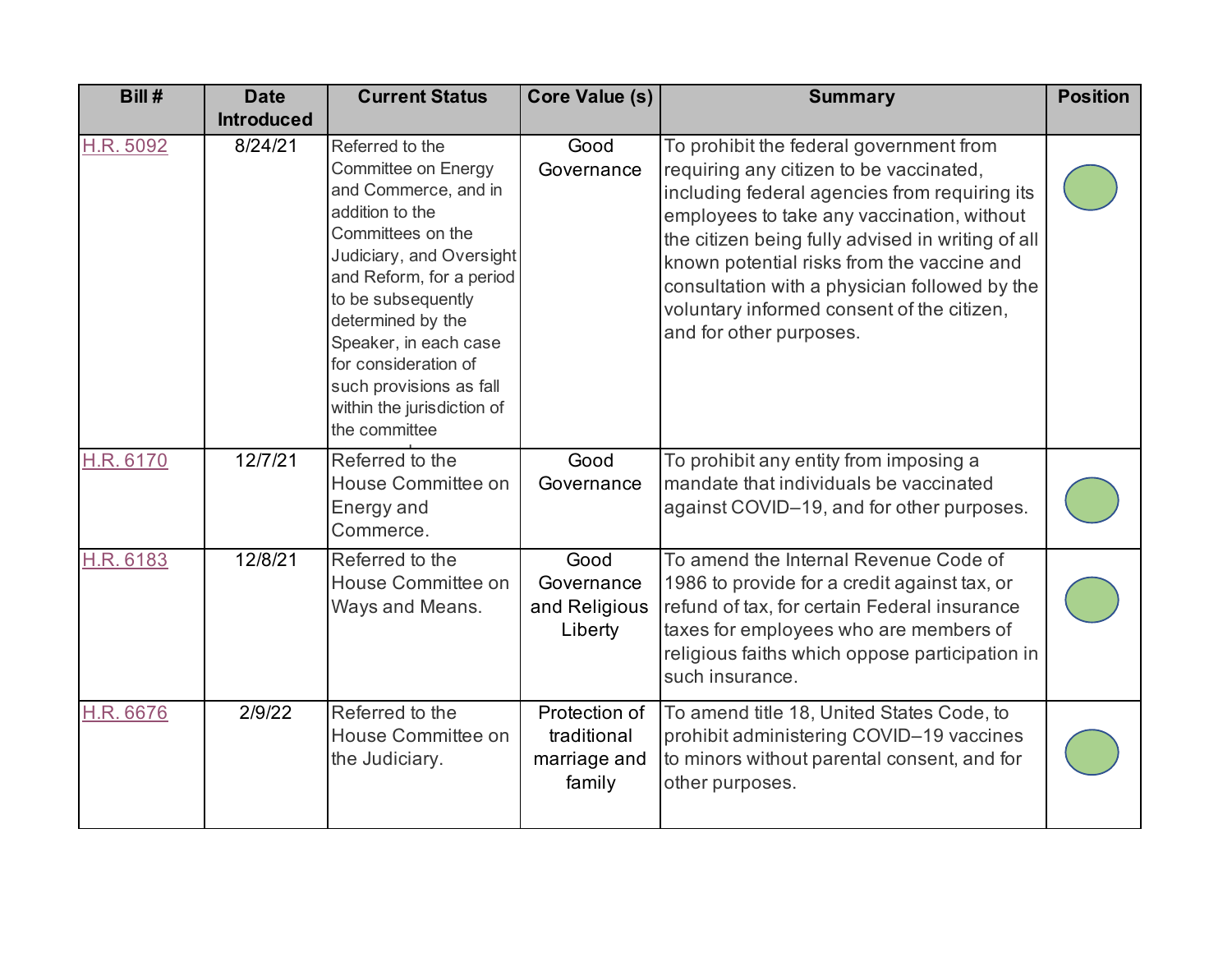| Bill # | Date Introduced | Current Status | Core Value (s) | Summary | Position |
|---|---|---|---|---|---|
| H.R. 5092 | 8/24/21 | Referred to the Committee on Energy and Commerce, and in addition to the Committees on the Judiciary, and Oversight and Reform, for a period to be subsequently determined by the Speaker, in each case for consideration of such provisions as fall within the jurisdiction of the committee | Good Governance | To prohibit the federal government from requiring any citizen to be vaccinated, including federal agencies from requiring its employees to take any vaccination, without the citizen being fully advised in writing of all known potential risks from the vaccine and consultation with a physician followed by the voluntary informed consent of the citizen, and for other purposes. | |
| H.R. 6170 | 12/7/21 | Referred to the House Committee on Energy and Commerce. | Good Governance | To prohibit any entity from imposing a mandate that individuals be vaccinated against COVID–19, and for other purposes. | |
| H.R. 6183 | 12/8/21 | Referred to the House Committee on Ways and Means. | Good Governance and Religious Liberty | To amend the Internal Revenue Code of 1986 to provide for a credit against tax, or refund of tax, for certain Federal insurance taxes for employees who are members of religious faiths which oppose participation in such insurance. | |
| H.R. 6676 | 2/9/22 | Referred to the House Committee on the Judiciary. | Protection of traditional marriage and family | To amend title 18, United States Code, to prohibit administering COVID–19 vaccines to minors without parental consent, and for other purposes. | |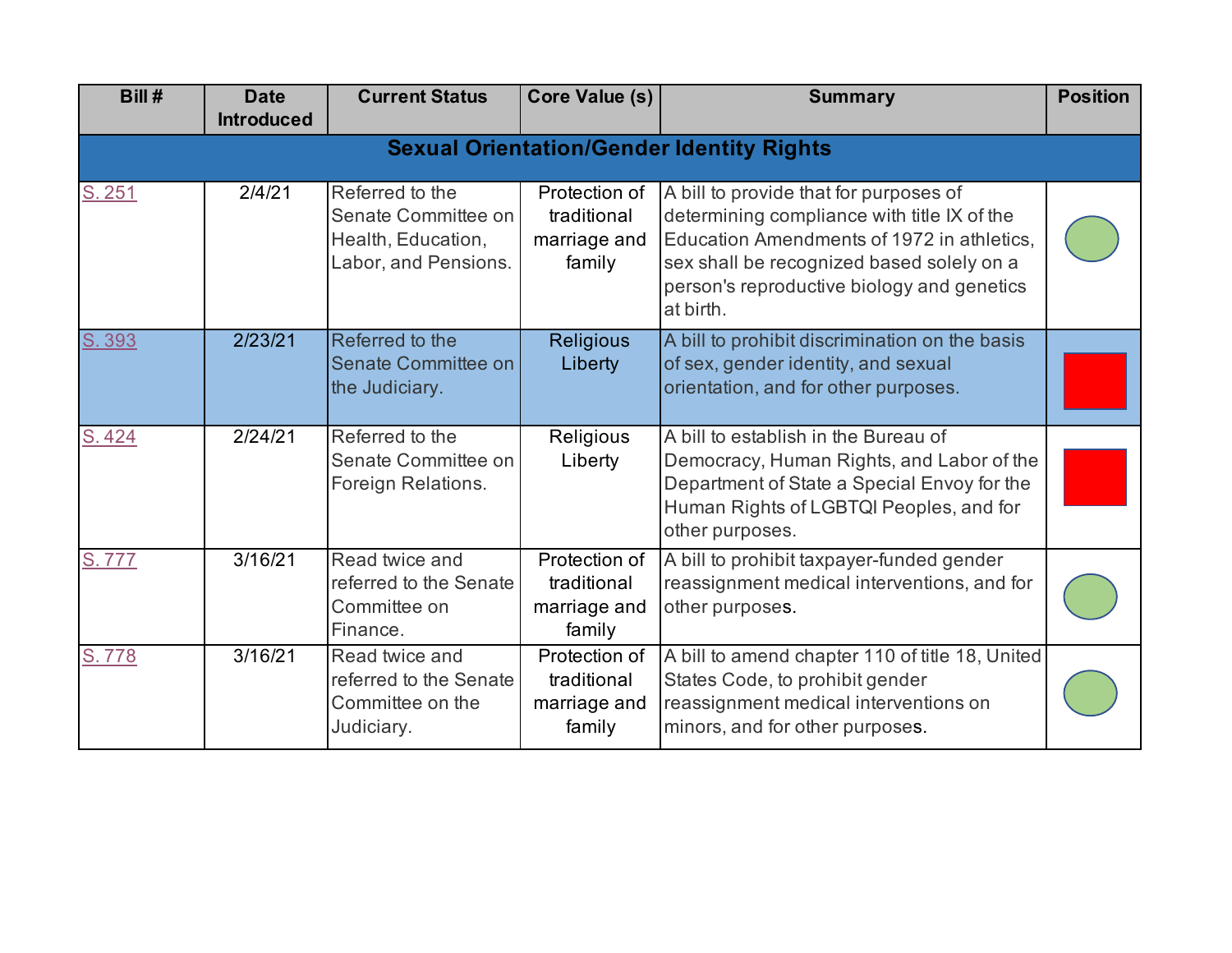| Bill # | Date Introduced | Current Status | Core Value (s) | Summary | Position |
|---|---|---|---|---|---|
| **Sexual Orientation/Gender Identity Rights** | | | | | |
| S. 251 | 2/4/21 | Referred to the Senate Committee on Health, Education, Labor, and Pensions. | Protection of traditional marriage and family | A bill to provide that for purposes of determining compliance with title IX of the Education Amendments of 1972 in athletics, sex shall be recognized based solely on a person's reproductive biology and genetics at birth. | |
| S. 393 | 2/23/21 | Referred to the Senate Committee on the Judiciary. | Religious Liberty | A bill to prohibit discrimination on the basis of sex, gender identity, and sexual orientation, and for other purposes. | |
| S. 424 | 2/24/21 | Referred to the Senate Committee on Foreign Relations. | Religious Liberty | A bill to establish in the Bureau of Democracy, Human Rights, and Labor of the Department of State a Special Envoy for the Human Rights of LGBTQI Peoples, and for other purposes. | |
| S. 777 | 3/16/21 | Read twice and referred to the Senate Committee on Finance. | Protection of traditional marriage and family | A bill to prohibit taxpayer-funded gender reassignment medical interventions, and for other purposes. | |
| S. 778 | 3/16/21 | Read twice and referred to the Senate Committee on the Judiciary. | Protection of traditional marriage and family | A bill to amend chapter 110 of title 18, United States Code, to prohibit gender reassignment medical interventions on minors, and for other purposes. | |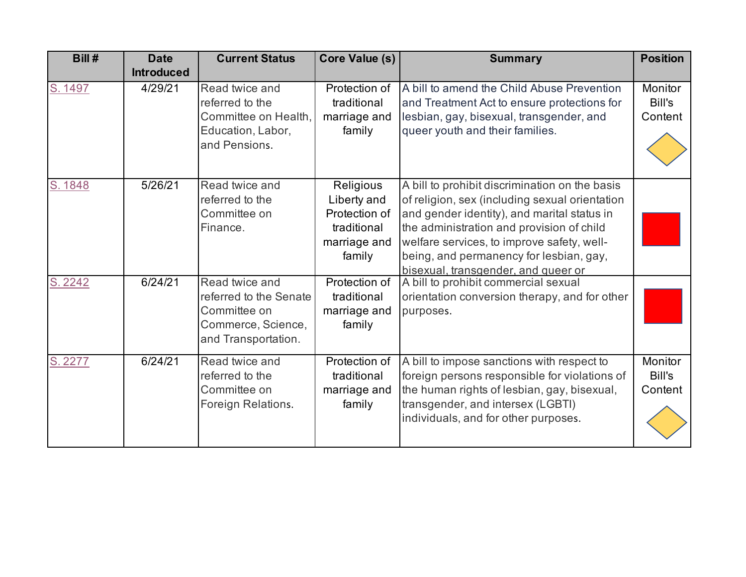| Bill # | Date Introduced | Current Status | Core Value (s) | Summary | Position |
|---|---|---|---|---|---|
| S. 1497 | 4/29/21 | Read twice and referred to the Committee on Health, Education, Labor, and Pensions. | Protection of traditional marriage and family | A bill to amend the Child Abuse Prevention and Treatment Act to ensure protections for lesbian, gay, bisexual, transgender, and queer youth and their families. | Monitor Bill's Content |
| S. 1848 | 5/26/21 | Read twice and referred to the Committee on Finance. | Religious Liberty and Protection of traditional marriage and family | A bill to prohibit discrimination on the basis of religion, sex (including sexual orientation and gender identity), and marital status in the administration and provision of child welfare services, to improve safety, well-being, and permanency for lesbian, gay, bisexual, transgender, and queer or | |
| S. 2242 | 6/24/21 | Read twice and referred to the Senate Committee on Commerce, Science, and Transportation. | Protection of traditional marriage and family | A bill to prohibit commercial sexual orientation conversion therapy, and for other purposes. | |
| S. 2277 | 6/24/21 | Read twice and referred to the Committee on Foreign Relations. | Protection of traditional marriage and family | A bill to impose sanctions with respect to foreign persons responsible for violations of the human rights of lesbian, gay, bisexual, transgender, and intersex (LGBTI) individuals, and for other purposes. | Monitor Bill's Content |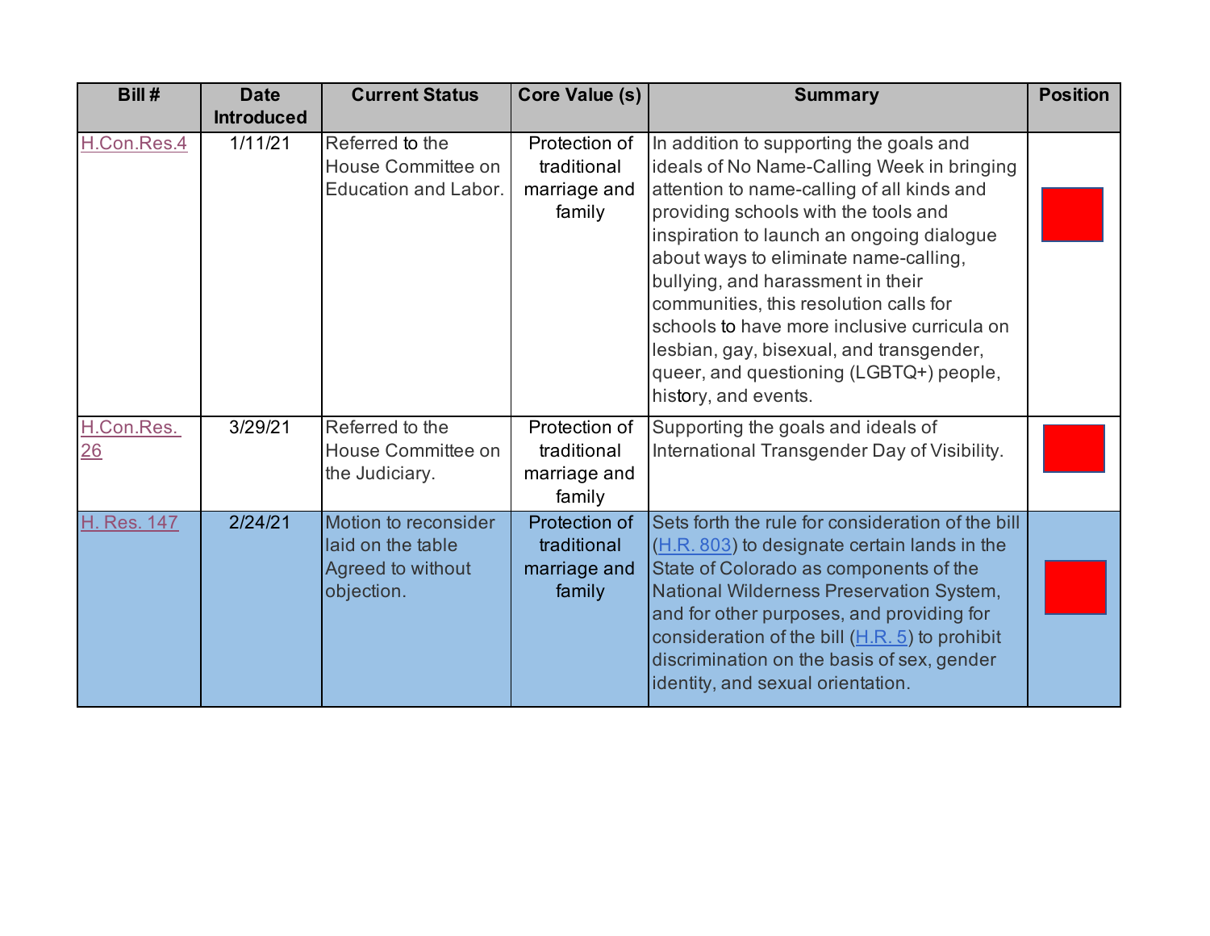| Bill # | Date Introduced | Current Status | Core Value (s) | Summary | Position |
|---|---|---|---|---|---|
| H.Con.Res.4 | 1/11/21 | Referred to the House Committee on Education and Labor. | Protection of traditional marriage and family | In addition to supporting the goals and ideals of No Name-Calling Week in bringing attention to name-calling of all kinds and providing schools with the tools and inspiration to launch an ongoing dialogue about ways to eliminate name-calling, bullying, and harassment in their communities, this resolution calls for schools to have more inclusive curricula on lesbian, gay, bisexual, and transgender, queer, and questioning (LGBTQ+) people, history, and events. | |
| H.Con.Res. 26 | 3/29/21 | Referred to the House Committee on the Judiciary. | Protection of traditional marriage and family | Supporting the goals and ideals of International Transgender Day of Visibility. | |
| H. Res. 147 | 2/24/21 | Motion to reconsider laid on the table Agreed to without objection. | Protection of traditional marriage and family | Sets forth the rule for consideration of the bill (H.R. 803) to designate certain lands in the State of Colorado as components of the National Wilderness Preservation System, and for other purposes, and providing for consideration of the bill (H.R. 5) to prohibit discrimination on the basis of sex, gender identity, and sexual orientation. | |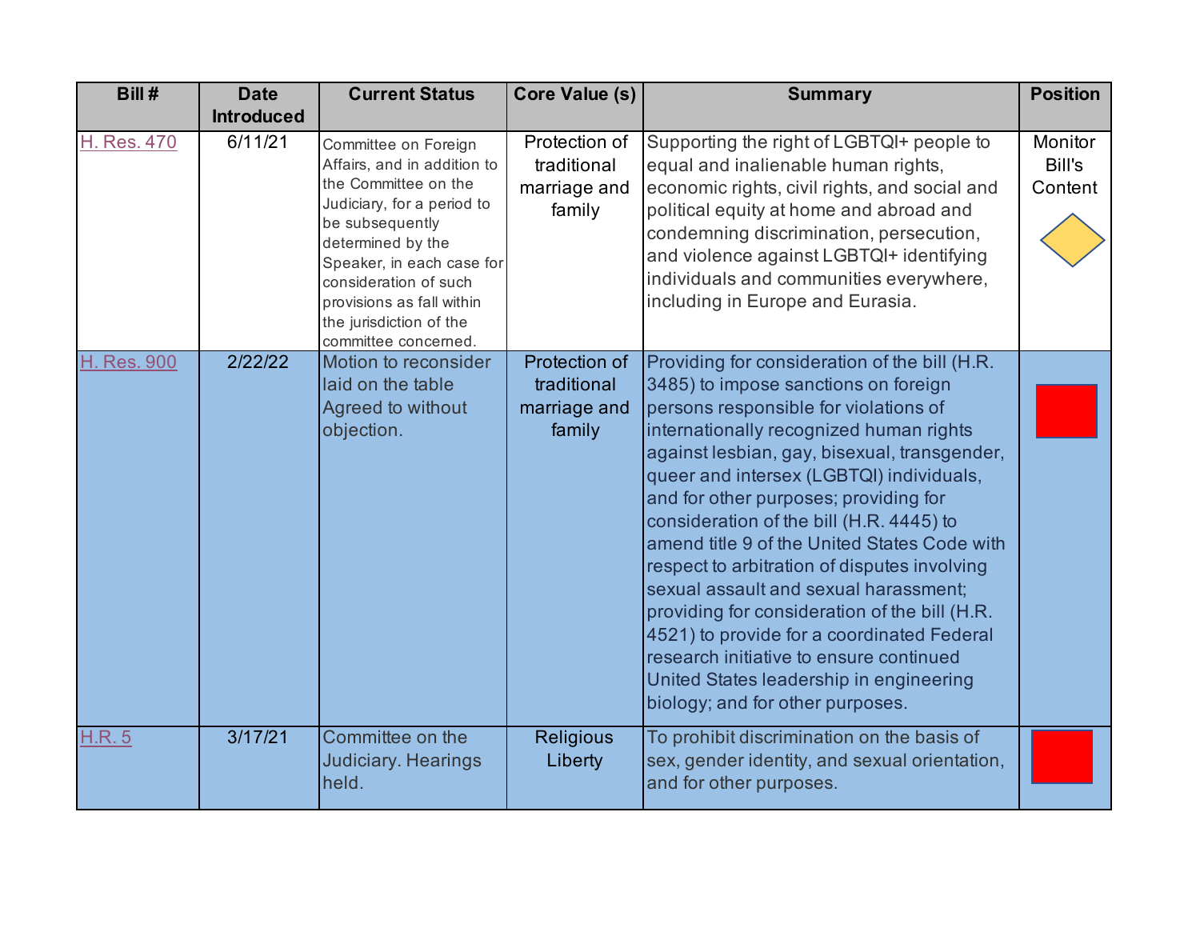| Bill # | Date Introduced | Current Status | Core Value (s) | Summary | Position |
|---|---|---|---|---|---|
| H. Res. 470 | 6/11/21 | Committee on Foreign Affairs, and in addition to the Committee on the Judiciary, for a period to be subsequently determined by the Speaker, in each case for consideration of such provisions as fall within the jurisdiction of the committee concerned. | Protection of traditional marriage and family | Supporting the right of LGBTQI+ people to equal and inalienable human rights, economic rights, civil rights, and social and political equity at home and abroad and condemning discrimination, persecution, and violence against LGBTQI+ identifying individuals and communities everywhere, including in Europe and Eurasia. | Monitor Bill's Content |
| H. Res. 900 | 2/22/22 | Motion to reconsider laid on the table Agreed to without objection. | Protection of traditional marriage and family | Providing for consideration of the bill (H.R. 3485) to impose sanctions on foreign persons responsible for violations of internationally recognized human rights against lesbian, gay, bisexual, transgender, queer and intersex (LGBTQI) individuals, and for other purposes; providing for consideration of the bill (H.R. 4445) to amend title 9 of the United States Code with respect to arbitration of disputes involving sexual assault and sexual harassment; providing for consideration of the bill (H.R. 4521) to provide for a coordinated Federal research initiative to ensure continued United States leadership in engineering biology; and for other purposes. | |
| H.R. 5 | 3/17/21 | Committee on the Judiciary. Hearings held. | Religious Liberty | To prohibit discrimination on the basis of sex, gender identity, and sexual orientation, and for other purposes. | |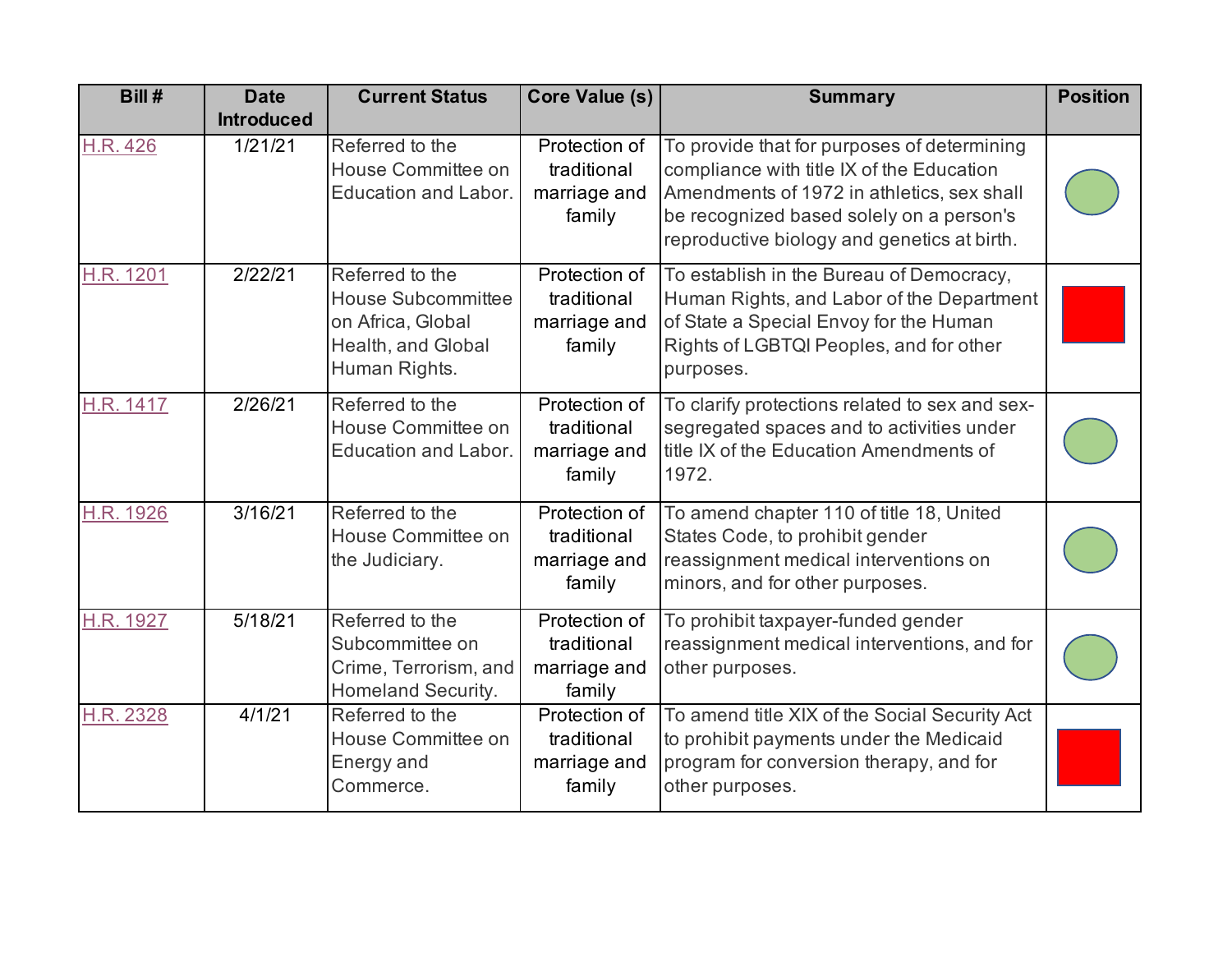| Bill # | Date Introduced | Current Status | Core Value (s) | Summary | Position |
|---|---|---|---|---|---|
| H.R. 426 | 1/21/21 | Referred to the House Committee on Education and Labor. | Protection of traditional marriage and family | To provide that for purposes of determining compliance with title IX of the Education Amendments of 1972 in athletics, sex shall be recognized based solely on a person's reproductive biology and genetics at birth. | 🟢 |
| H.R. 1201 | 2/22/21 | Referred to the House Subcommittee on Africa, Global Health, and Global Human Rights. | Protection of traditional marriage and family | To establish in the Bureau of Democracy, Human Rights, and Labor of the Department of State a Special Envoy for the Human Rights of LGBTQI Peoples, and for other purposes. | 🟥 |
| H.R. 1417 | 2/26/21 | Referred to the House Committee on Education and Labor. | Protection of traditional marriage and family | To clarify protections related to sex and sex-segregated spaces and to activities under title IX of the Education Amendments of 1972. | 🟢 |
| H.R. 1926 | 3/16/21 | Referred to the House Committee on the Judiciary. | Protection of traditional marriage and family | To amend chapter 110 of title 18, United States Code, to prohibit gender reassignment medical interventions on minors, and for other purposes. | 🟢 |
| H.R. 1927 | 5/18/21 | Referred to the Subcommittee on Crime, Terrorism, and Homeland Security. | Protection of traditional marriage and family | To prohibit taxpayer-funded gender reassignment medical interventions, and for other purposes. | 🟢 |
| H.R. 2328 | 4/1/21 | Referred to the House Committee on Energy and Commerce. | Protection of traditional marriage and family | To amend title XIX of the Social Security Act to prohibit payments under the Medicaid program for conversion therapy, and for other purposes. | 🟥 |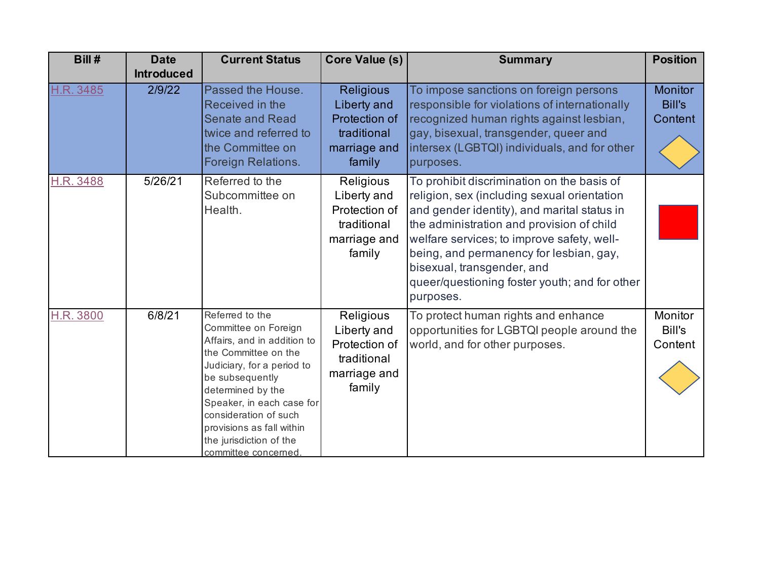| Bill # | Date Introduced | Current Status | Core Value (s) | Summary | Position |
| --- | --- | --- | --- | --- | --- |
| H.R. 3485 | 2/9/22 | Passed the House. Received in the Senate and Read twice and referred to the Committee on Foreign Relations. | Religious Liberty and Protection of traditional marriage and family | To impose sanctions on foreign persons responsible for violations of internationally recognized human rights against lesbian, gay, bisexual, transgender, queer and intersex (LGBTQI) individuals, and for other purposes. | Monitor Bill's Content |
| H.R. 3488 | 5/26/21 | Referred to the Subcommittee on Health. | Religious Liberty and Protection of traditional marriage and family | To prohibit discrimination on the basis of religion, sex (including sexual orientation and gender identity), and marital status in the administration and provision of child welfare services; to improve safety, well-being, and permanency for lesbian, gay, bisexual, transgender, and queer/questioning foster youth; and for other purposes. | |
| H.R. 3800 | 6/8/21 | Referred to the Committee on Foreign Affairs, and in addition to the Committee on the Judiciary, for a period to be subsequently determined by the Speaker, in each case for consideration of such provisions as fall within the jurisdiction of the committee concerned. | Religious Liberty and Protection of traditional marriage and family | To protect human rights and enhance opportunities for LGBTQI people around the world, and for other purposes. | Monitor Bill's Content |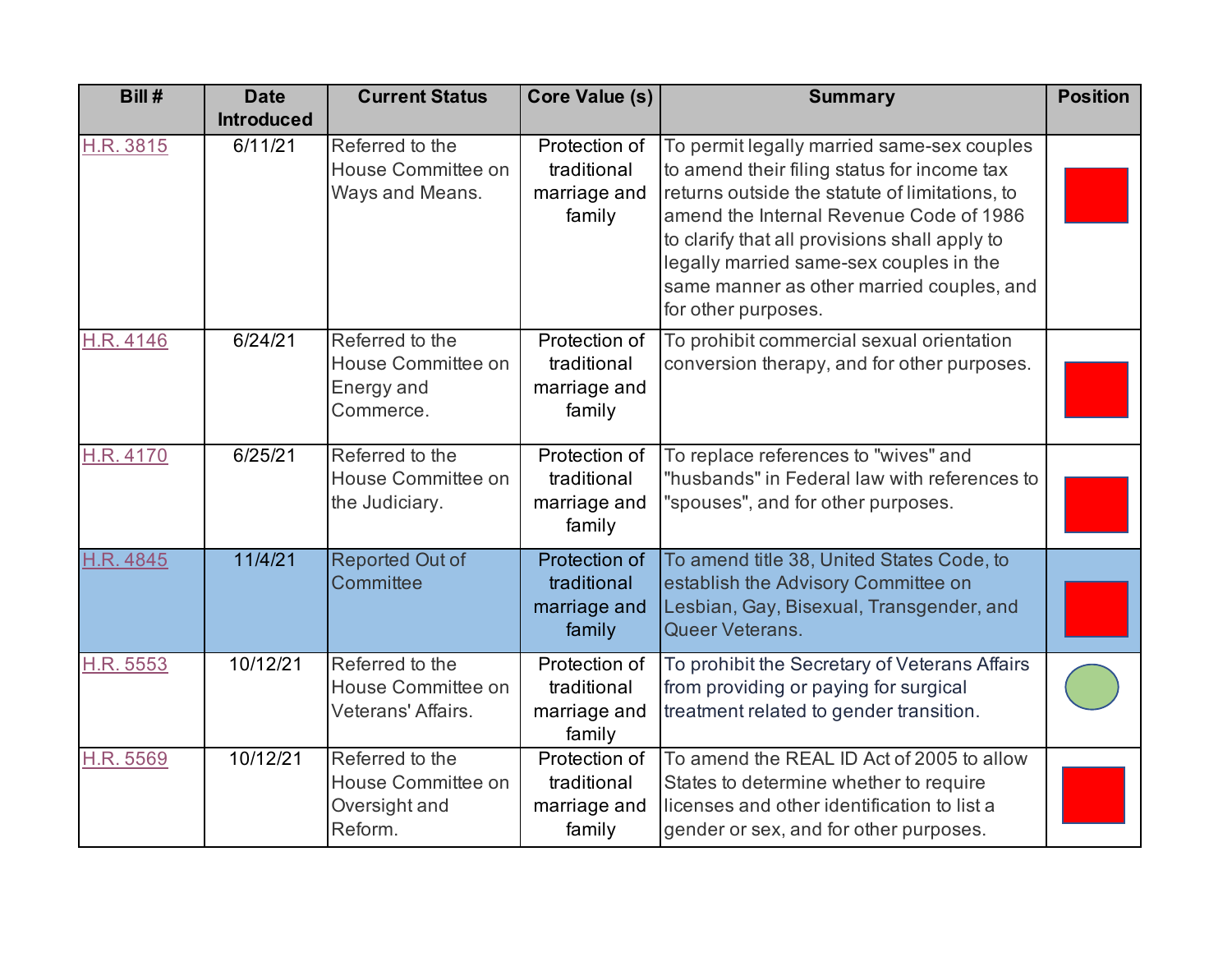| Bill # | Date Introduced | Current Status | Core Value (s) | Summary | Position |
|---|---|---|---|---|---|
| H.R. 3815 | 6/11/21 | Referred to the House Committee on Ways and Means. | Protection of traditional marriage and family | To permit legally married same-sex couples to amend their filing status for income tax returns outside the statute of limitations, to amend the Internal Revenue Code of 1986 to clarify that all provisions shall apply to legally married same-sex couples in the same manner as other married couples, and for other purposes. | |
| H.R. 4146 | 6/24/21 | Referred to the House Committee on Energy and Commerce. | Protection of traditional marriage and family | To prohibit commercial sexual orientation conversion therapy, and for other purposes. | |
| H.R. 4170 | 6/25/21 | Referred to the House Committee on the Judiciary. | Protection of traditional marriage and family | To replace references to "wives" and "husbands" in Federal law with references to "spouses", and for other purposes. | |
| H.R. 4845 | 11/4/21 | Reported Out of Committee | Protection of traditional marriage and family | To amend title 38, United States Code, to establish the Advisory Committee on Lesbian, Gay, Bisexual, Transgender, and Queer Veterans. | |
| H.R. 5553 | 10/12/21 | Referred to the House Committee on Veterans' Affairs. | Protection of traditional marriage and family | To prohibit the Secretary of Veterans Affairs from providing or paying for surgical treatment related to gender transition. | |
| H.R. 5569 | 10/12/21 | Referred to the House Committee on Oversight and Reform. | Protection of traditional marriage and family | To amend the REAL ID Act of 2005 to allow States to determine whether to require licenses and other identification to list a gender or sex, and for other purposes. | |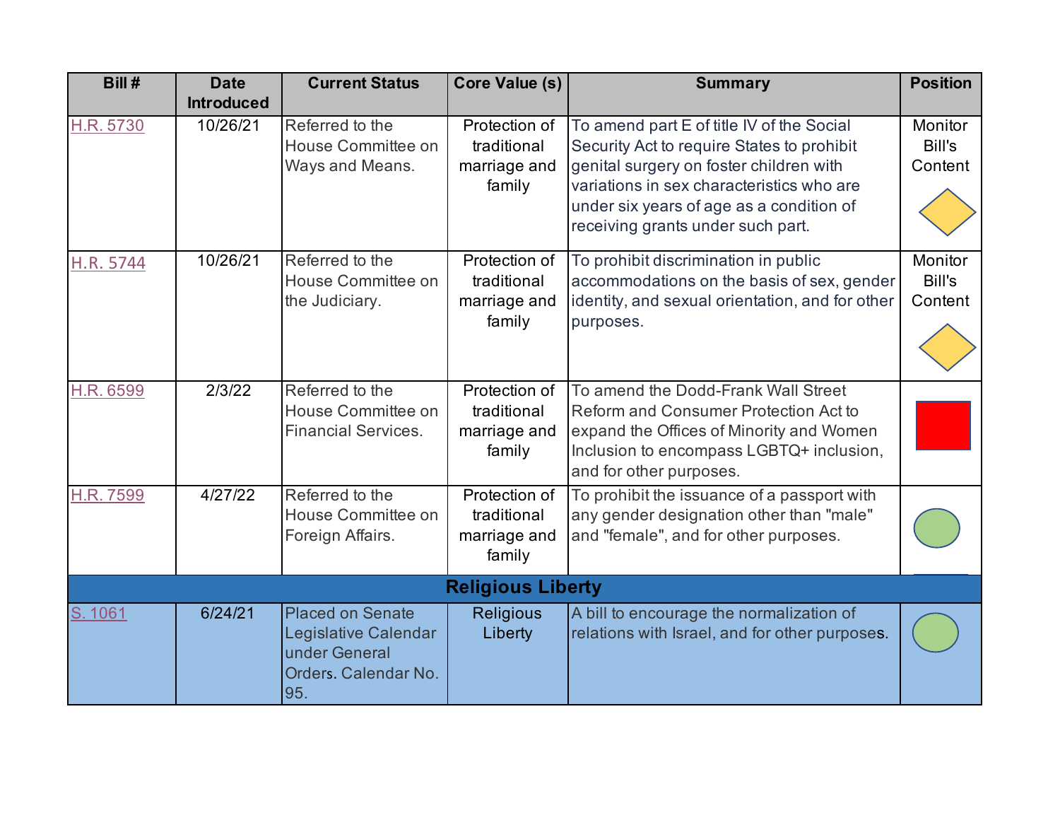| Bill # | Date Introduced | Current Status | Core Value (s) | Summary | Position |
|---|---|---|---|---|---|
| H.R. 5730 | 10/26/21 | Referred to the House Committee on Ways and Means. | Protection of traditional marriage and family | To amend part E of title IV of the Social Security Act to require States to prohibit genital surgery on foster children with variations in sex characteristics who are under six years of age as a condition of receiving grants under such part. | Monitor Bill's Content |
| H.R. 5744 | 10/26/21 | Referred to the House Committee on the Judiciary. | Protection of traditional marriage and family | To prohibit discrimination in public accommodations on the basis of sex, gender identity, and sexual orientation, and for other purposes. | Monitor Bill's Content |
| H.R. 6599 | 2/3/22 | Referred to the House Committee on Financial Services. | Protection of traditional marriage and family | To amend the Dodd-Frank Wall Street Reform and Consumer Protection Act to expand the Offices of Minority and Women Inclusion to encompass LGBTQ+ inclusion, and for other purposes. | |
| H.R. 7599 | 4/27/22 | Referred to the House Committee on Foreign Affairs. | Protection of traditional marriage and family | To prohibit the issuance of a passport with any gender designation other than "male" and "female", and for other purposes. | |
| **Religious Liberty** | | | | | |
| S. 1061 | 6/24/21 | Placed on Senate Legislative Calendar under General Orders. Calendar No. 95. | Religious Liberty | A bill to encourage the normalization of relations with Israel, and for other purposes. | |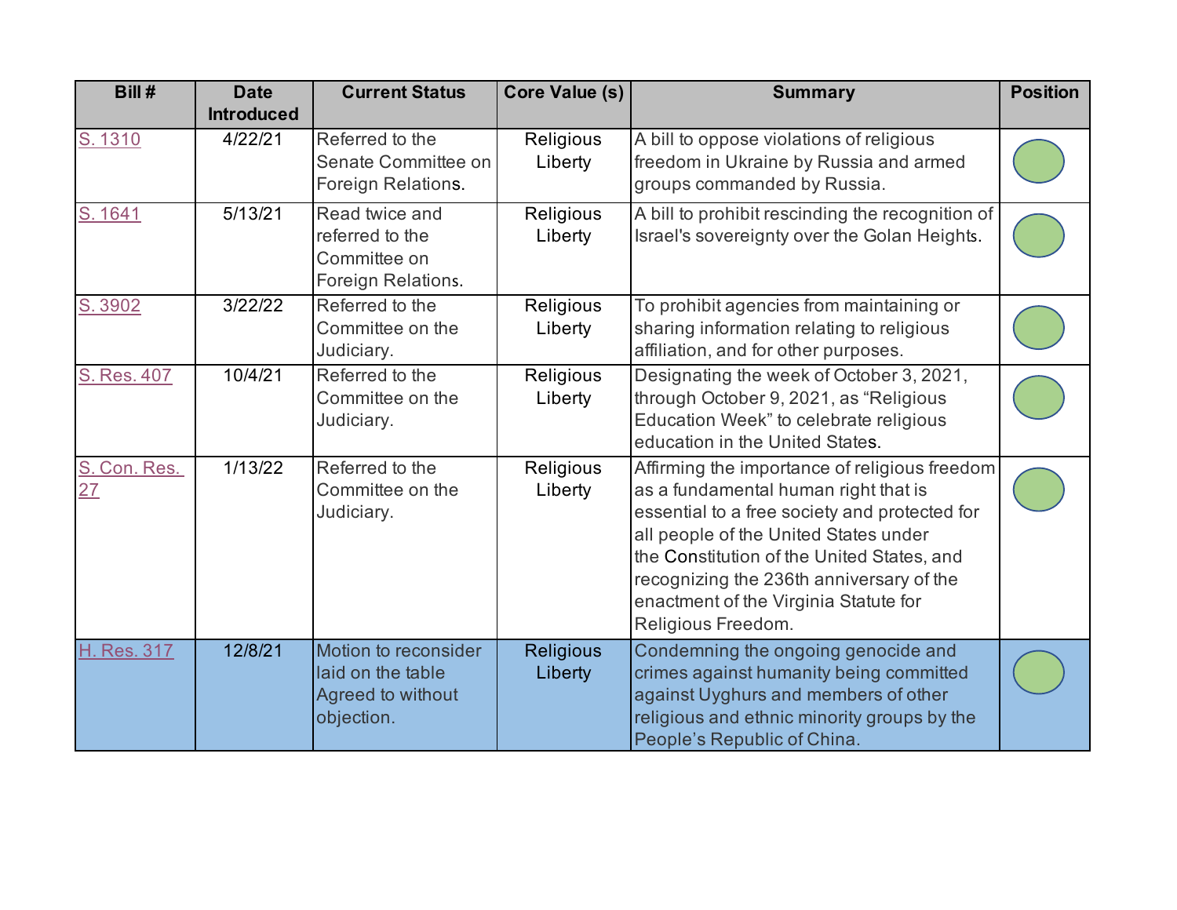| Bill # | Date Introduced | Current Status | Core Value (s) | Summary | Position |
|---|---|---|---|---|---|
| S. 1310 | 4/22/21 | Referred to the Senate Committee on Foreign Relations. | Religious Liberty | A bill to oppose violations of religious freedom in Ukraine by Russia and armed groups commanded by Russia. | |
| S. 1641 | 5/13/21 | Read twice and referred to the Committee on Foreign Relations. | Religious Liberty | A bill to prohibit rescinding the recognition of Israel's sovereignty over the Golan Heights. | |
| S. 3902 | 3/22/22 | Referred to the Committee on the Judiciary. | Religious Liberty | To prohibit agencies from maintaining or sharing information relating to religious affiliation, and for other purposes. | |
| S. Res. 407 | 10/4/21 | Referred to the Committee on the Judiciary. | Religious Liberty | Designating the week of October 3, 2021, through October 9, 2021, as "Religious Education Week" to celebrate religious education in the United States. | |
| S. Con. Res. 27 | 1/13/22 | Referred to the Committee on the Judiciary. | Religious Liberty | Affirming the importance of religious freedom as a fundamental human right that is essential to a free society and protected for all people of the United States under the Constitution of the United States, and recognizing the 236th anniversary of the enactment of the Virginia Statute for Religious Freedom. | |
| H. Res. 317 | 12/8/21 | Motion to reconsider laid on the table Agreed to without objection. | Religious Liberty | Condemning the ongoing genocide and crimes against humanity being committed against Uyghurs and members of other religious and ethnic minority groups by the People's Republic of China. | |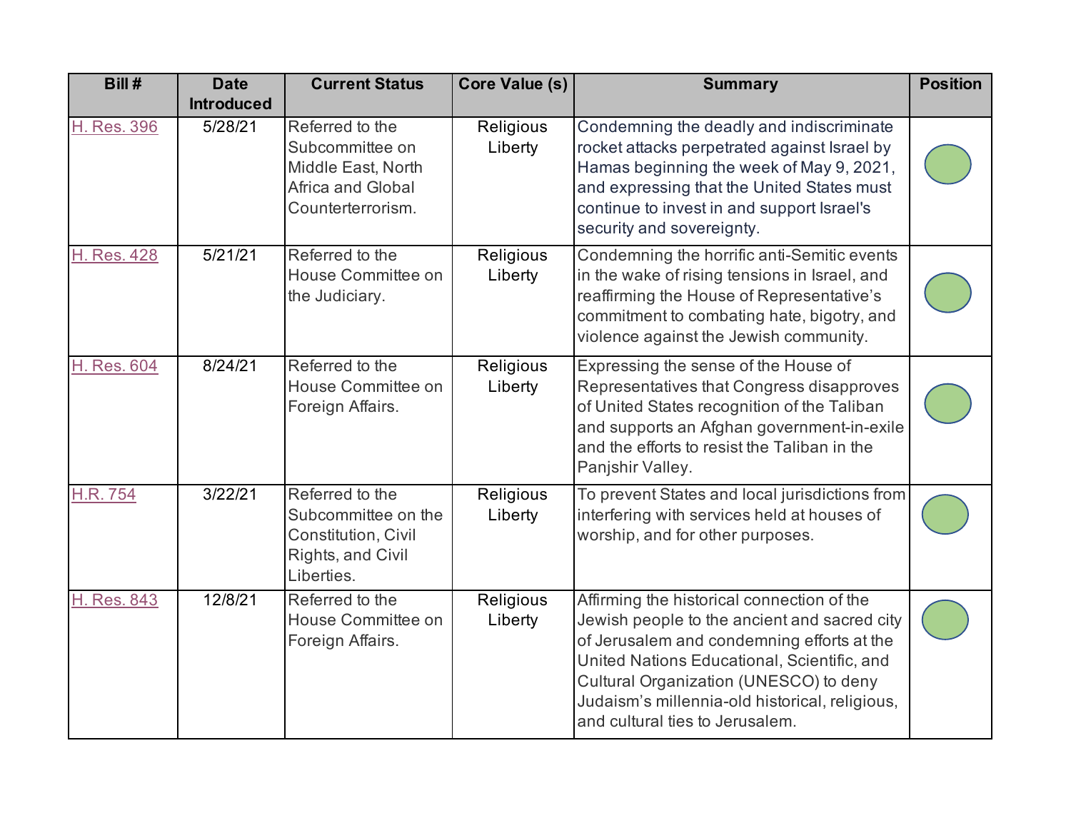| Bill # | Date Introduced | Current Status | Core Value (s) | Summary | Position |
|---|---|---|---|---|---|
| H. Res. 396 | 5/28/21 | Referred to the Subcommittee on Middle East, North Africa and Global Counterterrorism. | Religious Liberty | Condemning the deadly and indiscriminate rocket attacks perpetrated against Israel by Hamas beginning the week of May 9, 2021, and expressing that the United States must continue to invest in and support Israel's security and sovereignty. | |
| H. Res. 428 | 5/21/21 | Referred to the House Committee on the Judiciary. | Religious Liberty | Condemning the horrific anti-Semitic events in the wake of rising tensions in Israel, and reaffirming the House of Representative's commitment to combating hate, bigotry, and violence against the Jewish community. | |
| H. Res. 604 | 8/24/21 | Referred to the House Committee on Foreign Affairs. | Religious Liberty | Expressing the sense of the House of Representatives that Congress disapproves of United States recognition of the Taliban and supports an Afghan government-in-exile and the efforts to resist the Taliban in the Panjshir Valley. | |
| H.R. 754 | 3/22/21 | Referred to the Subcommittee on the Constitution, Civil Rights, and Civil Liberties. | Religious Liberty | To prevent States and local jurisdictions from interfering with services held at houses of worship, and for other purposes. | |
| H. Res. 843 | 12/8/21 | Referred to the House Committee on Foreign Affairs. | Religious Liberty | Affirming the historical connection of the Jewish people to the ancient and sacred city of Jerusalem and condemning efforts at the United Nations Educational, Scientific, and Cultural Organization (UNESCO) to deny Judaism's millennia-old historical, religious, and cultural ties to Jerusalem. | |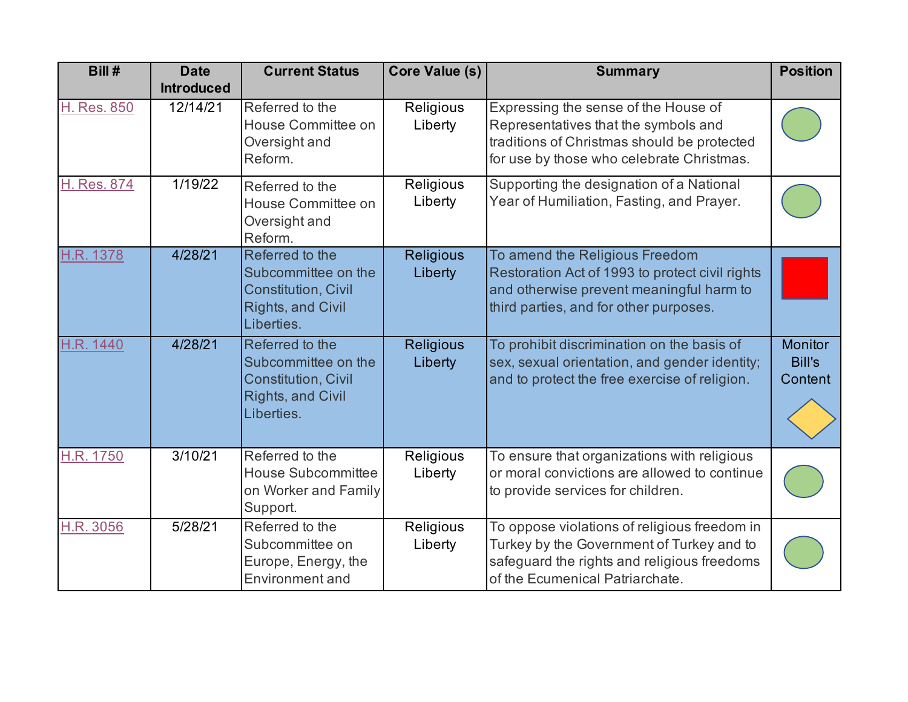| Bill # | Date Introduced | Current Status | Core Value (s) | Summary | Position |
|---|---|---|---|---|---|
| H. Res. 850 | 12/14/21 | Referred to the House Committee on Oversight and Reform. | Religious Liberty | Expressing the sense of the House of Representatives that the symbols and traditions of Christmas should be protected for use by those who celebrate Christmas. | |
| H. Res. 874 | 1/19/22 | Referred to the House Committee on Oversight and Reform. | Religious Liberty | Supporting the designation of a National Year of Humiliation, Fasting, and Prayer. | |
| H.R. 1378 | 4/28/21 | Referred to the Subcommittee on the Constitution, Civil Rights, and Civil Liberties. | Religious Liberty | To amend the Religious Freedom Restoration Act of 1993 to protect civil rights and otherwise prevent meaningful harm to third parties, and for other purposes. | |
| H.R. 1440 | 4/28/21 | Referred to the Subcommittee on the Constitution, Civil Rights, and Civil Liberties. | Religious Liberty | To prohibit discrimination on the basis of sex, sexual orientation, and gender identity; and to protect the free exercise of religion. | Monitor Bill's Content |
| H.R. 1750 | 3/10/21 | Referred to the House Subcommittee on Worker and Family Support. | Religious Liberty | To ensure that organizations with religious or moral convictions are allowed to continue to provide services for children. | |
| H.R. 3056 | 5/28/21 | Referred to the Subcommittee on Europe, Energy, the Environment and | Religious Liberty | To oppose violations of religious freedom in Turkey by the Government of Turkey and to safeguard the rights and religious freedoms of the Ecumenical Patriarchate. | |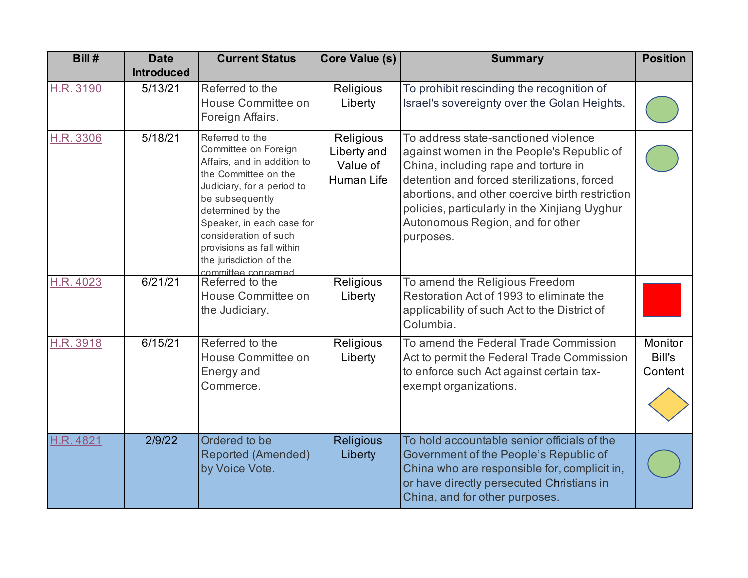| Bill # | Date Introduced | Current Status | Core Value (s) | Summary | Position |
|---|---|---|---|---|---|
| H.R. 3190 | 5/13/21 | Referred to the House Committee on Foreign Affairs. | Religious Liberty | To prohibit rescinding the recognition of Israel's sovereignty over the Golan Heights. | |
| H.R. 3306 | 5/18/21 | Referred to the Committee on Foreign Affairs, and in addition to the Committee on the Judiciary, for a period to be subsequently determined by the Speaker, in each case for consideration of such provisions as fall within the jurisdiction of the committee concerned | Religious Liberty and Value of Human Life | To address state-sanctioned violence against women in the People's Republic of China, including rape and torture in detention and forced sterilizations, forced abortions, and other coercive birth restriction policies, particularly in the Xinjiang Uyghur Autonomous Region, and for other purposes. | |
| H.R. 4023 | 6/21/21 | Referred to the House Committee on the Judiciary. | Religious Liberty | To amend the Religious Freedom Restoration Act of 1993 to eliminate the applicability of such Act to the District of Columbia. | |
| H.R. 3918 | 6/15/21 | Referred to the House Committee on Energy and Commerce. | Religious Liberty | To amend the Federal Trade Commission Act to permit the Federal Trade Commission to enforce such Act against certain tax-exempt organizations. | Monitor Bill's Content |
| H.R. 4821 | 2/9/22 | Ordered to be Reported (Amended) by Voice Vote. | Religious Liberty | To hold accountable senior officials of the Government of the People's Republic of China who are responsible for, complicit in, or have directly persecuted Christians in China, and for other purposes. | |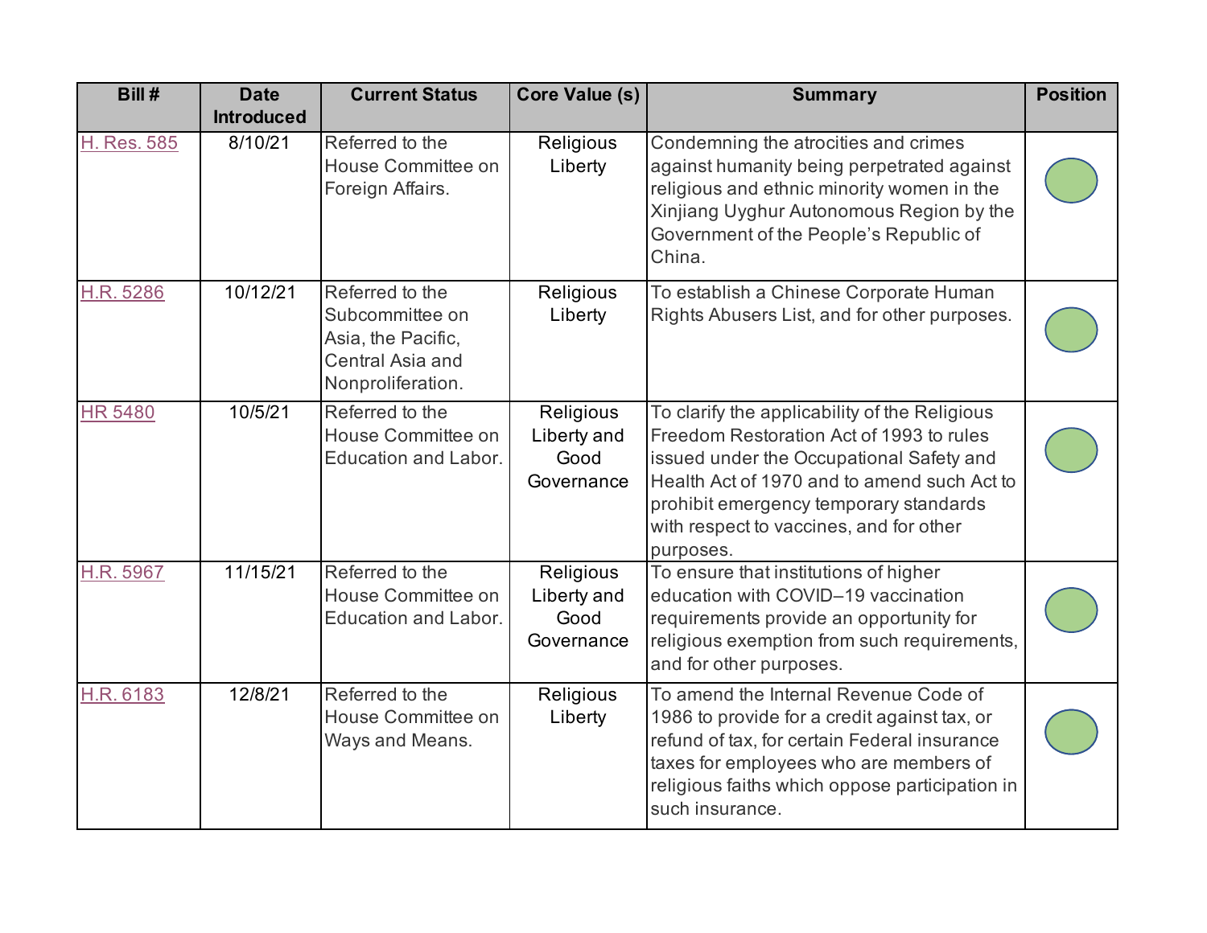| Bill # | Date Introduced | Current Status | Core Value (s) | Summary | Position |
|---|---|---|---|---|---|
| H. Res. 585 | 8/10/21 | Referred to the House Committee on Foreign Affairs. | Religious Liberty | Condemning the atrocities and crimes against humanity being perpetrated against religious and ethnic minority women in the Xinjiang Uyghur Autonomous Region by the Government of the People's Republic of China. | |
| H.R. 5286 | 10/12/21 | Referred to the Subcommittee on Asia, the Pacific, Central Asia and Nonproliferation. | Religious Liberty | To establish a Chinese Corporate Human Rights Abusers List, and for other purposes. | |
| HR 5480 | 10/5/21 | Referred to the House Committee on Education and Labor. | Religious Liberty and Good Governance | To clarify the applicability of the Religious Freedom Restoration Act of 1993 to rules issued under the Occupational Safety and Health Act of 1970 and to amend such Act to prohibit emergency temporary standards with respect to vaccines, and for other purposes. | |
| H.R. 5967 | 11/15/21 | Referred to the House Committee on Education and Labor. | Religious Liberty and Good Governance | To ensure that institutions of higher education with COVID–19 vaccination requirements provide an opportunity for religious exemption from such requirements, and for other purposes. | |
| H.R. 6183 | 12/8/21 | Referred to the House Committee on Ways and Means. | Religious Liberty | To amend the Internal Revenue Code of 1986 to provide for a credit against tax, or refund of tax, for certain Federal insurance taxes for employees who are members of religious faiths which oppose participation in such insurance. | |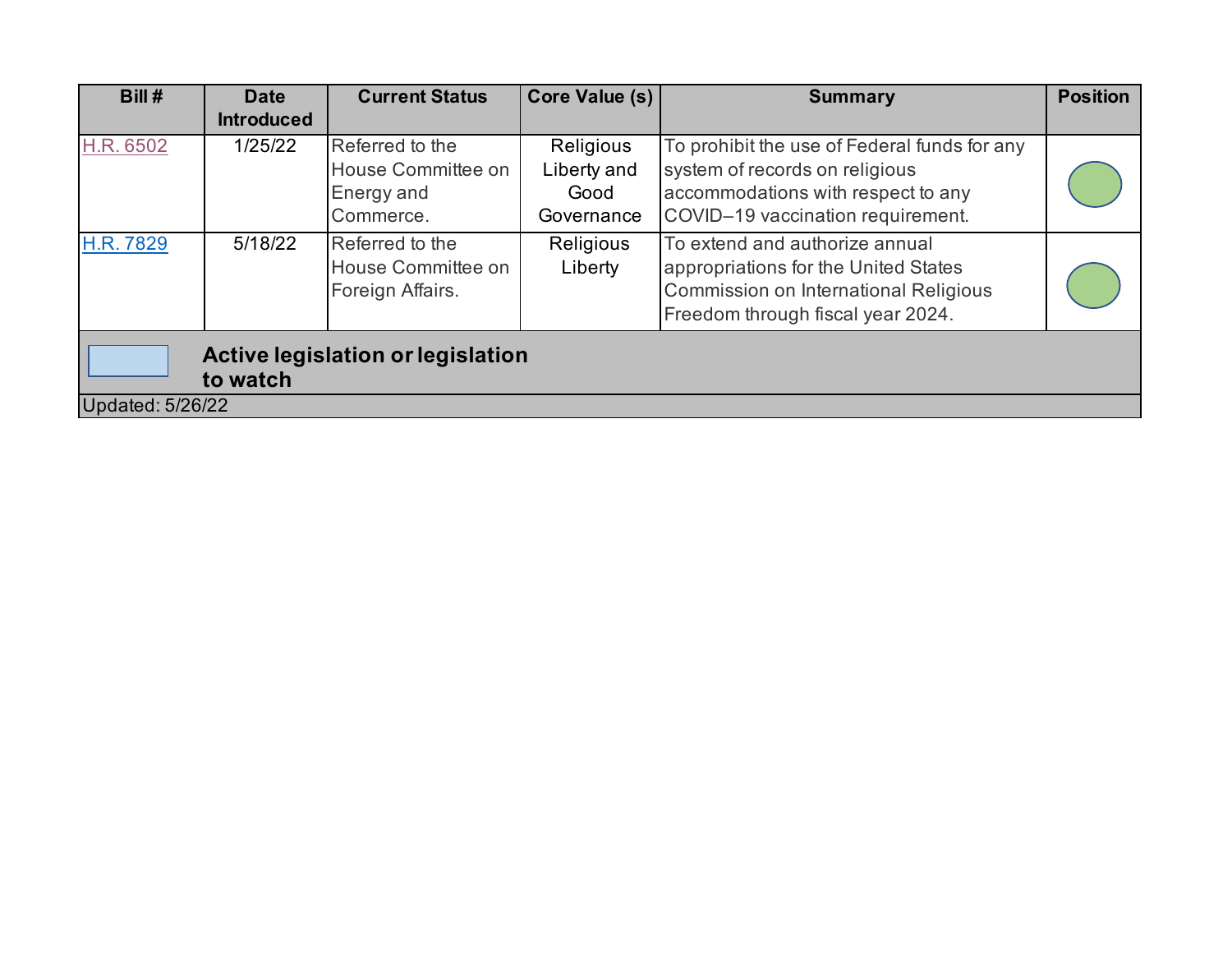| Bill # | Date Introduced | Current Status | Core Value (s) | Summary | Position |
|---|---|---|---|---|---|
| H.R. 6502 | 1/25/22 | Referred to the House Committee on Energy and Commerce. | Religious Liberty and Good Governance | To prohibit the use of Federal funds for any system of records on religious accommodations with respect to any COVID–19 vaccination requirement. | |
| H.R. 7829 | 5/18/22 | Referred to the House Committee on Foreign Affairs. | Religious Liberty | To extend and authorize annual appropriations for the United States Commission on International Religious Freedom through fiscal year 2024. | |

**Active legislation or legislation to watch**

Updated: 5/26/22